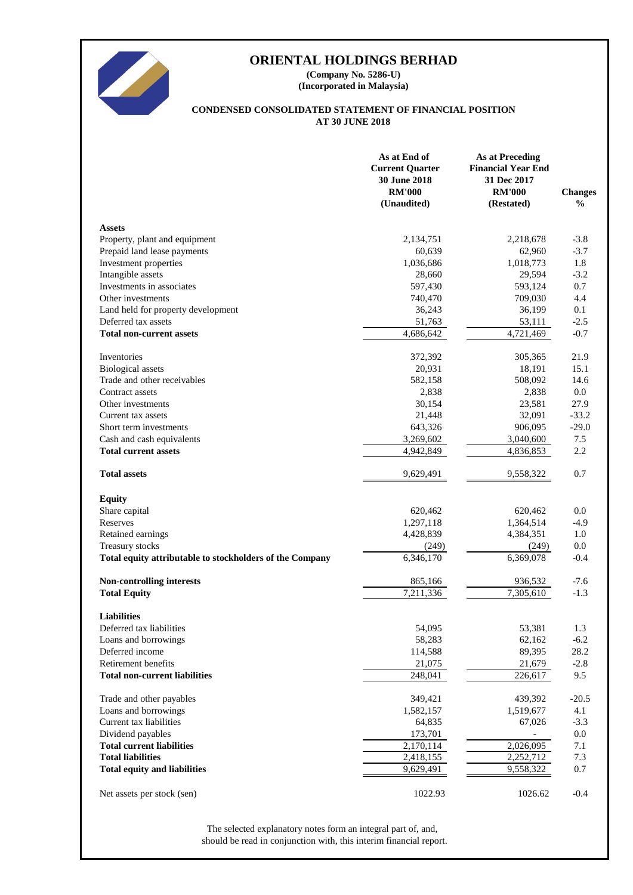# ORIENTAL HOLDINGS BERHAD

**(Company No. 5286-U)**
**(Incorporated in Malaysia)**

## CONDENSED CONSOLIDATED STATEMENT OF FINANCIAL POSITION AT 30 JUNE 2018

| | As at End of Current Quarter 30 June 2018 RM'000 (Unaudited) | As at Preceding Financial Year End 31 Dec 2017 RM'000 (Restated) | Changes % |
|---|---|---|---|
| **Assets** | | | |
| Property, plant and equipment | 2,134,751 | 2,218,678 | -3.8 |
| Prepaid land lease payments | 60,639 | 62,960 | -3.7 |
| Investment properties | 1,036,686 | 1,018,773 | 1.8 |
| Intangible assets | 28,660 | 29,594 | -3.2 |
| Investments in associates | 597,430 | 593,124 | 0.7 |
| Other investments | 740,470 | 709,030 | 4.4 |
| Land held for property development | 36,243 | 36,199 | 0.1 |
| Deferred tax assets | 51,763 | 53,111 | -2.5 |
| **Total non-current assets** | 4,686,642 | 4,721,469 | -0.7 |
| | | | |
| Inventories | 372,392 | 305,365 | 21.9 |
| Biological assets | 20,931 | 18,191 | 15.1 |
| Trade and other receivables | 582,158 | 508,092 | 14.6 |
| Contract assets | 2,838 | 2,838 | 0.0 |
| Other investments | 30,154 | 23,581 | 27.9 |
| Current tax assets | 21,448 | 32,091 | -33.2 |
| Short term investments | 643,326 | 906,095 | -29.0 |
| Cash and cash equivalents | 3,269,602 | 3,040,600 | 7.5 |
| **Total current assets** | 4,942,849 | 4,836,853 | 2.2 |
| | | | |
| **Total assets** | 9,629,491 | 9,558,322 | 0.7 |
| | | | |
| **Equity** | | | |
| Share capital | 620,462 | 620,462 | 0.0 |
| Reserves | 1,297,118 | 1,364,514 | -4.9 |
| Retained earnings | 4,428,839 | 4,384,351 | 1.0 |
| Treasury stocks | (249) | (249) | 0.0 |
| **Total equity attributable to stockholders of the Company** | 6,346,170 | 6,369,078 | -0.4 |
| | | | |
| **Non-controlling interests** | 865,166 | 936,532 | -7.6 |
| **Total Equity** | 7,211,336 | 7,305,610 | -1.3 |
| | | | |
| **Liabilities** | | | |
| Deferred tax liabilities | 54,095 | 53,381 | 1.3 |
| Loans and borrowings | 58,283 | 62,162 | -6.2 |
| Deferred income | 114,588 | 89,395 | 28.2 |
| Retirement benefits | 21,075 | 21,679 | -2.8 |
| **Total non-current liabilities** | 248,041 | 226,617 | 9.5 |
| | | | |
| Trade and other payables | 349,421 | 439,392 | -20.5 |
| Loans and borrowings | 1,582,157 | 1,519,677 | 4.1 |
| Current tax liabilities | 64,835 | 67,026 | -3.3 |
| Dividend payables | 173,701 | - | 0.0 |
| **Total current liabilities** | 2,170,114 | 2,026,095 | 7.1 |
| **Total liabilities** | 2,418,155 | 2,252,712 | 7.3 |
| **Total equity and liabilities** | 9,629,491 | 9,558,322 | 0.7 |
| | | | |
| Net assets per stock (sen) | 1022.93 | 1026.62 | -0.4 |

The selected explanatory notes form an integral part of, and, should be read in conjunction with, this interim financial report.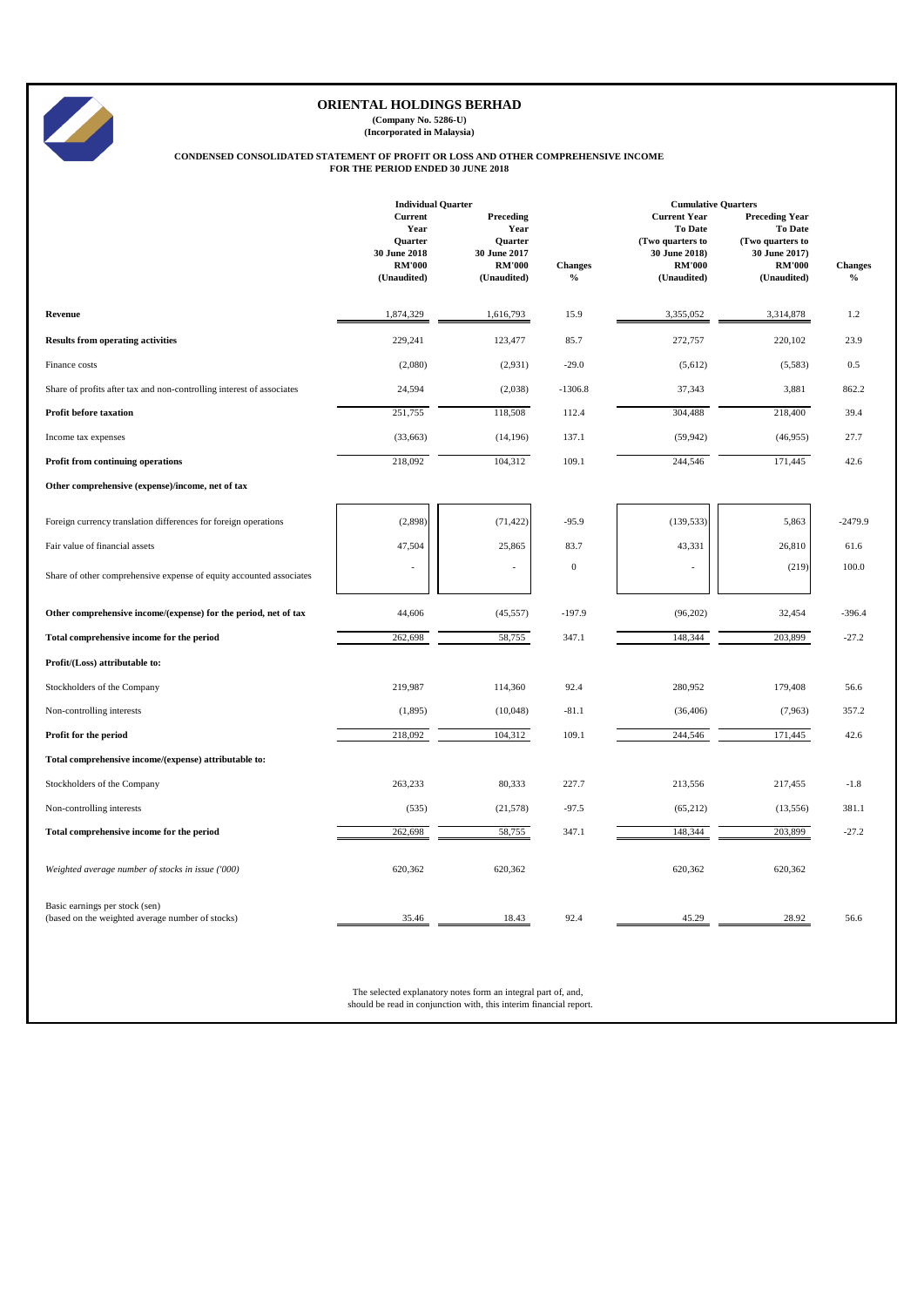# ORIENTAL HOLDINGS BERHAD

**(Company No. 5286-U)**
**(Incorporated in Malaysia)**

**CONDENSED CONSOLIDATED STATEMENT OF PROFIT OR LOSS AND OTHER COMPREHENSIVE INCOME**
**FOR THE PERIOD ENDED 30 JUNE 2018**

| | Individual Quarter | | | Cumulative Quarters | | |
|---|---|---|---|---|---|---|
| | Current Year Quarter 30 June 2018 RM'000 (Unaudited) | Preceding Year Quarter 30 June 2017 RM'000 (Unaudited) | Changes % | Current Year To Date (Two quarters to 30 June 2018) RM'000 (Unaudited) | Preceding Year To Date (Two quarters to 30 June 2017) RM'000 (Unaudited) | Changes % |
| **Revenue** | 1,874,329 | 1,616,793 | 15.9 | 3,355,052 | 3,314,878 | 1.2 |
| **Results from operating activities** | 229,241 | 123,477 | 85.7 | 272,757 | 220,102 | 23.9 |
| Finance costs | (2,080) | (2,931) | -29.0 | (5,612) | (5,583) | 0.5 |
| Share of profits after tax and non-controlling interest of associates | 24,594 | (2,038) | -1306.8 | 37,343 | 3,881 | 862.2 |
| **Profit before taxation** | 251,755 | 118,508 | 112.4 | 304,488 | 218,400 | 39.4 |
| Income tax expenses | (33,663) | (14,196) | 137.1 | (59,942) | (46,955) | 27.7 |
| **Profit from continuing operations** | 218,092 | 104,312 | 109.1 | 244,546 | 171,445 | 42.6 |
| **Other comprehensive (expense)/income, net of tax** | | | | | | |
| Foreign currency translation differences for foreign operations | (2,898) | (71,422) | -95.9 | (139,533) | 5,863 | -2479.9 |
| Fair value of financial assets | 47,504 | 25,865 | 83.7 | 43,331 | 26,810 | 61.6 |
| Share of other comprehensive expense of equity accounted associates | - | - | 0 | - | (219) | 100.0 |
| **Other comprehensive income/(expense) for the period, net of tax** | 44,606 | (45,557) | -197.9 | (96,202) | 32,454 | -396.4 |
| **Total comprehensive income for the period** | 262,698 | 58,755 | 347.1 | 148,344 | 203,899 | -27.2 |
| **Profit/(Loss) attributable to:** | | | | | | |
| Stockholders of the Company | 219,987 | 114,360 | 92.4 | 280,952 | 179,408 | 56.6 |
| Non-controlling interests | (1,895) | (10,048) | -81.1 | (36,406) | (7,963) | 357.2 |
| **Profit for the period** | 218,092 | 104,312 | 109.1 | 244,546 | 171,445 | 42.6 |
| **Total comprehensive income/(expense) attributable to:** | | | | | | |
| Stockholders of the Company | 263,233 | 80,333 | 227.7 | 213,556 | 217,455 | -1.8 |
| Non-controlling interests | (535) | (21,578) | -97.5 | (65,212) | (13,556) | 381.1 |
| **Total comprehensive income for the period** | 262,698 | 58,755 | 347.1 | 148,344 | 203,899 | -27.2 |
| *Weighted average number of stocks in issue ('000)* | 620,362 | 620,362 | | 620,362 | 620,362 | |
| Basic earnings per stock (sen) (based on the weighted average number of stocks) | 35.46 | 18.43 | 92.4 | 45.29 | 28.92 | 56.6 |

The selected explanatory notes form an integral part of, and, should be read in conjunction with, this interim financial report.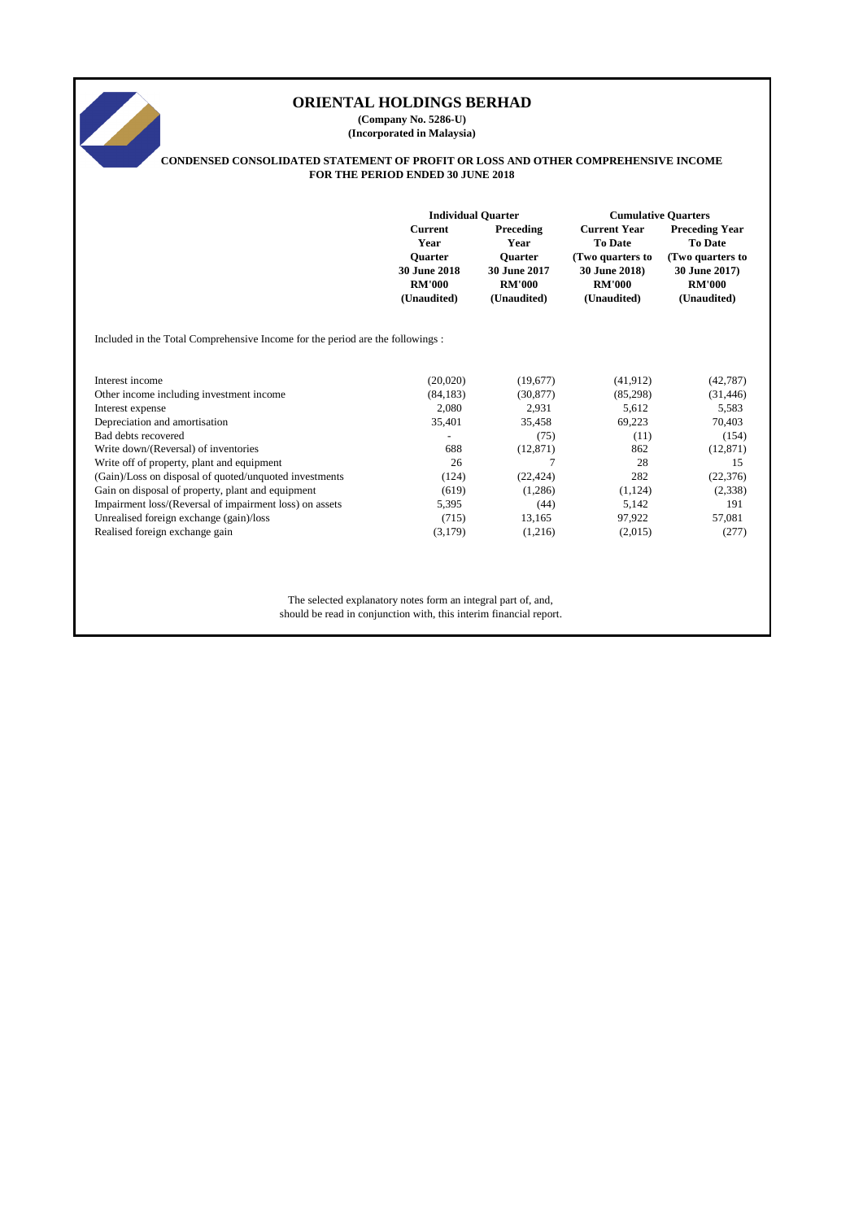# ORIENTAL HOLDINGS BERHAD

**(Company No. 5286-U)**
**(Incorporated in Malaysia)**

**CONDENSED CONSOLIDATED STATEMENT OF PROFIT OR LOSS AND OTHER COMPREHENSIVE INCOME FOR THE PERIOD ENDED 30 JUNE 2018**

| | Individual Quarter | | Cumulative Quarters | |
|---|---|---|---|---|
| | Current Year Quarter 30 June 2018 RM'000 (Unaudited) | Preceding Year Quarter 30 June 2017 RM'000 (Unaudited) | Current Year To Date (Two quarters to 30 June 2018) RM'000 (Unaudited) | Preceding Year To Date (Two quarters to 30 June 2017) RM'000 (Unaudited) |
| Included in the Total Comprehensive Income for the period are the followings : | | | | |
| Interest income | (20,020) | (19,677) | (41,912) | (42,787) |
| Other income including investment income | (84,183) | (30,877) | (85,298) | (31,446) |
| Interest expense | 2,080 | 2,931 | 5,612 | 5,583 |
| Depreciation and amortisation | 35,401 | 35,458 | 69,223 | 70,403 |
| Bad debts recovered | - | (75) | (11) | (154) |
| Write down/(Reversal) of inventories | 688 | (12,871) | 862 | (12,871) |
| Write off of property, plant and equipment | 26 | 7 | 28 | 15 |
| (Gain)/Loss on disposal of quoted/unquoted investments | (124) | (22,424) | 282 | (22,376) |
| Gain on disposal of property, plant and equipment | (619) | (1,286) | (1,124) | (2,338) |
| Impairment loss/(Reversal of impairment loss) on assets | 5,395 | (44) | 5,142 | 191 |
| Unrealised foreign exchange (gain)/loss | (715) | 13,165 | 97,922 | 57,081 |
| Realised foreign exchange gain | (3,179) | (1,216) | (2,015) | (277) |

The selected explanatory notes form an integral part of, and, should be read in conjunction with, this interim financial report.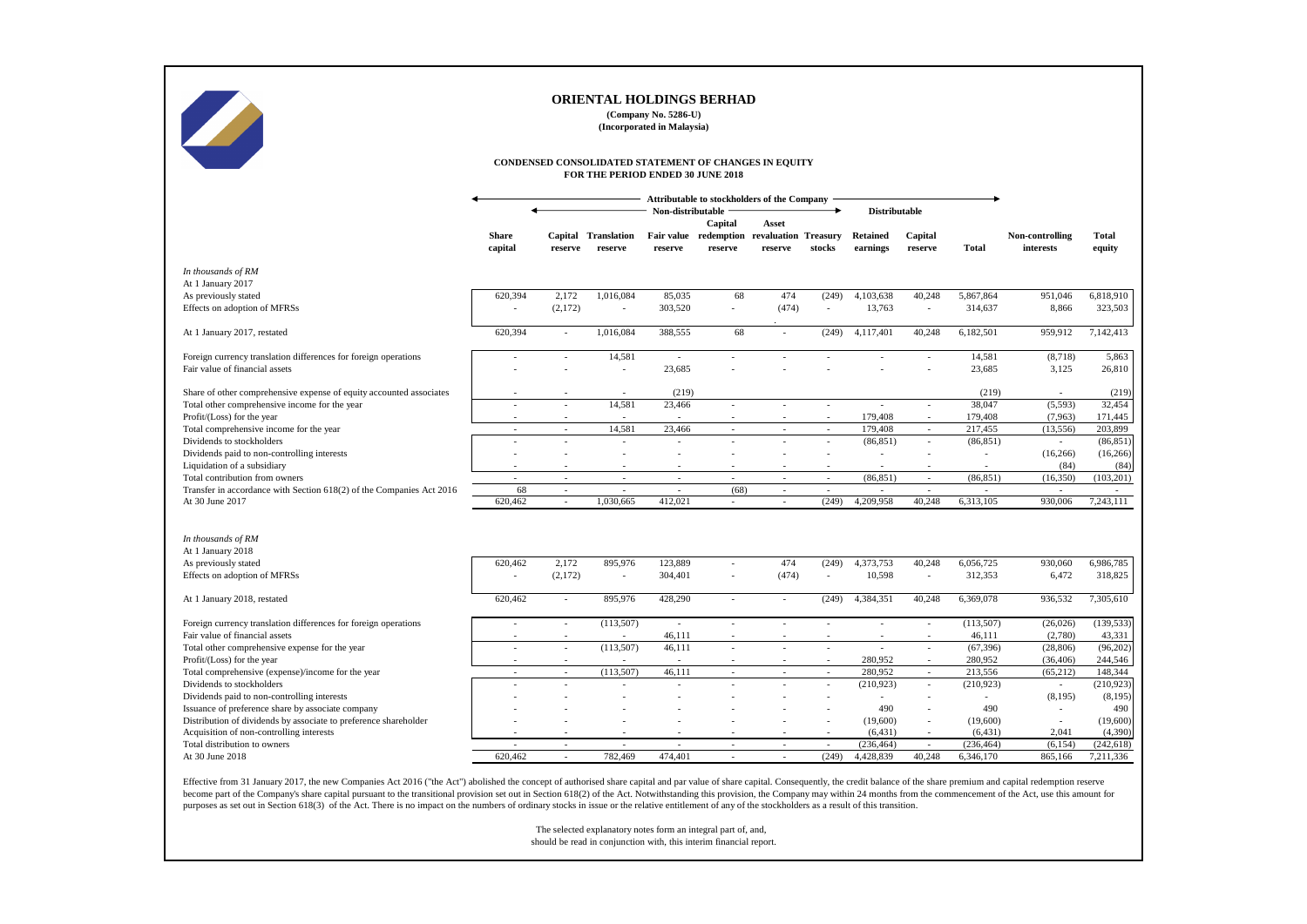# ORIENTAL HOLDINGS BERHAD

**(Company No. 5286-U)**
**(Incorporated in Malaysia)**

## CONDENSED CONSOLIDATED STATEMENT OF CHANGES IN EQUITY
## FOR THE PERIOD ENDED 30 JUNE 2018

| | Attributable to stockholders of the Company | | | | | | | | | | | |
|---|---|---|---|---|---|---|---|---|---|---|---|---|
| | Non-distributable | | | | | | | Distributable | | | | |
| In thousands of RM | Share capital | Capital reserve | Translation reserve | Fair value reserve | Capital redemption reserve | Asset revaluation reserve | Treasury stocks | Retained earnings | Capital reserve | Total | Non-controlling interests | Total equity |
| At 1 January 2017 | | | | | | | | | | | | |
| As previously stated | 620,394 | 2,172 | 1,016,084 | 85,035 | 68 | 474 | (249) | 4,103,638 | 40,248 | 5,867,864 | 951,046 | 6,818,910 |
| Effects on adoption of MFRSs | - | (2,172) | - | 303,520 | - | (474) | - | 13,763 | - | 314,637 | 8,866 | 323,503 |
| At 1 January 2017, restated | 620,394 | - | 1,016,084 | 388,555 | 68 | - | (249) | 4,117,401 | 40,248 | 6,182,501 | 959,912 | 7,142,413 |
| Foreign currency translation differences for foreign operations | - | - | 14,581 | - | - | - | - | - | - | 14,581 | (8,718) | 5,863 |
| Fair value of financial assets | - | - | - | 23,685 | - | - | - | - | - | 23,685 | 3,125 | 26,810 |
| Share of other comprehensive expense of equity accounted associates | - | - | - | (219) | | | | | | (219) | - | (219) |
| Total other comprehensive income for the year | - | - | 14,581 | 23,466 | - | - | - | - | - | 38,047 | (5,593) | 32,454 |
| Profit/(Loss) for the year | - | - | - | - | - | - | - | 179,408 | - | 179,408 | (7,963) | 171,445 |
| Total comprehensive income for the year | - | - | 14,581 | 23,466 | - | - | - | 179,408 | - | 217,455 | (13,556) | 203,899 |
| Dividends to stockholders | - | - | - | - | - | - | - | (86,851) | - | (86,851) | - | (86,851) |
| Dividends paid to non-controlling interests | - | - | - | - | - | - | - | - | - | - | (16,266) | (16,266) |
| Liquidation of a subsidiary | - | - | - | - | - | - | - | - | - | - | (84) | (84) |
| Total contribution from owners | - | - | - | - | - | - | - | (86,851) | - | (86,851) | (16,350) | (103,201) |
| Transfer in accordance with Section 618(2) of the Companies Act 2016 | 68 | - | - | - | (68) | - | - | - | - | - | - | - |
| At 30 June 2017 | 620,462 | - | 1,030,665 | 412,021 | - | - | (249) | 4,209,958 | 40,248 | 6,313,105 | 930,006 | 7,243,111 |
| In thousands of RM | | | | | | | | | | | | |
| At 1 January 2018 | | | | | | | | | | | | |
| As previously stated | 620,462 | 2,172 | 895,976 | 123,889 | - | 474 | (249) | 4,373,753 | 40,248 | 6,056,725 | 930,060 | 6,986,785 |
| Effects on adoption of MFRSs | - | (2,172) | - | 304,401 | - | (474) | - | 10,598 | - | 312,353 | 6,472 | 318,825 |
| At 1 January 2018, restated | 620,462 | - | 895,976 | 428,290 | - | - | (249) | 4,384,351 | 40,248 | 6,369,078 | 936,532 | 7,305,610 |
| Foreign currency translation differences for foreign operations | - | - | (113,507) | - | - | - | - | - | - | (113,507) | (26,026) | (139,533) |
| Fair value of financial assets | - | - | - | 46,111 | - | - | - | - | - | 46,111 | (2,780) | 43,331 |
| Total other comprehensive expense for the year | - | - | (113,507) | 46,111 | - | - | - | - | - | (67,396) | (28,806) | (96,202) |
| Profit/(Loss) for the year | - | - | - | - | - | - | - | 280,952 | - | 280,952 | (36,406) | 244,546 |
| Total comprehensive (expense)/income for the year | - | - | (113,507) | 46,111 | - | - | - | 280,952 | - | 213,556 | (65,212) | 148,344 |
| Dividends to stockholders | - | - | - | - | - | - | - | (210,923) | - | (210,923) | - | (210,923) |
| Dividends paid to non-controlling interests | - | - | - | - | - | - | - | - | - | - | (8,195) | (8,195) |
| Issuance of preference share by associate company | - | - | - | - | - | - | - | 490 | - | 490 | - | 490 |
| Distribution of dividends by associate to preference shareholder | - | - | - | - | - | - | - | (19,600) | - | (19,600) | - | (19,600) |
| Acquisition of non-controlling interests | - | - | - | - | - | - | - | (6,431) | - | (6,431) | 2,041 | (4,390) |
| Total distribution to owners | - | - | - | - | - | - | - | (236,464) | - | (236,464) | (6,154) | (242,618) |
| At 30 June 2018 | 620,462 | - | 782,469 | 474,401 | - | - | (249) | 4,428,839 | 40,248 | 6,346,170 | 865,166 | 7,211,336 |

Effective from 31 January 2017, the new Companies Act 2016 ("the Act") abolished the concept of authorised share capital and par value of share capital. Consequently, the credit balance of the share premium and capital redemption reserve become part of the Company's share capital pursuant to the transitional provision set out in Section 618(2) of the Act. Notwithstanding this provision, the Company may within 24 months from the commencement of the Act, use this amount for purposes as set out in Section 618(3) of the Act. There is no impact on the numbers of ordinary stocks in issue or the relative entitlement of any of the stockholders as a result of this transition.

The selected explanatory notes form an integral part of, and, should be read in conjunction with, this interim financial report.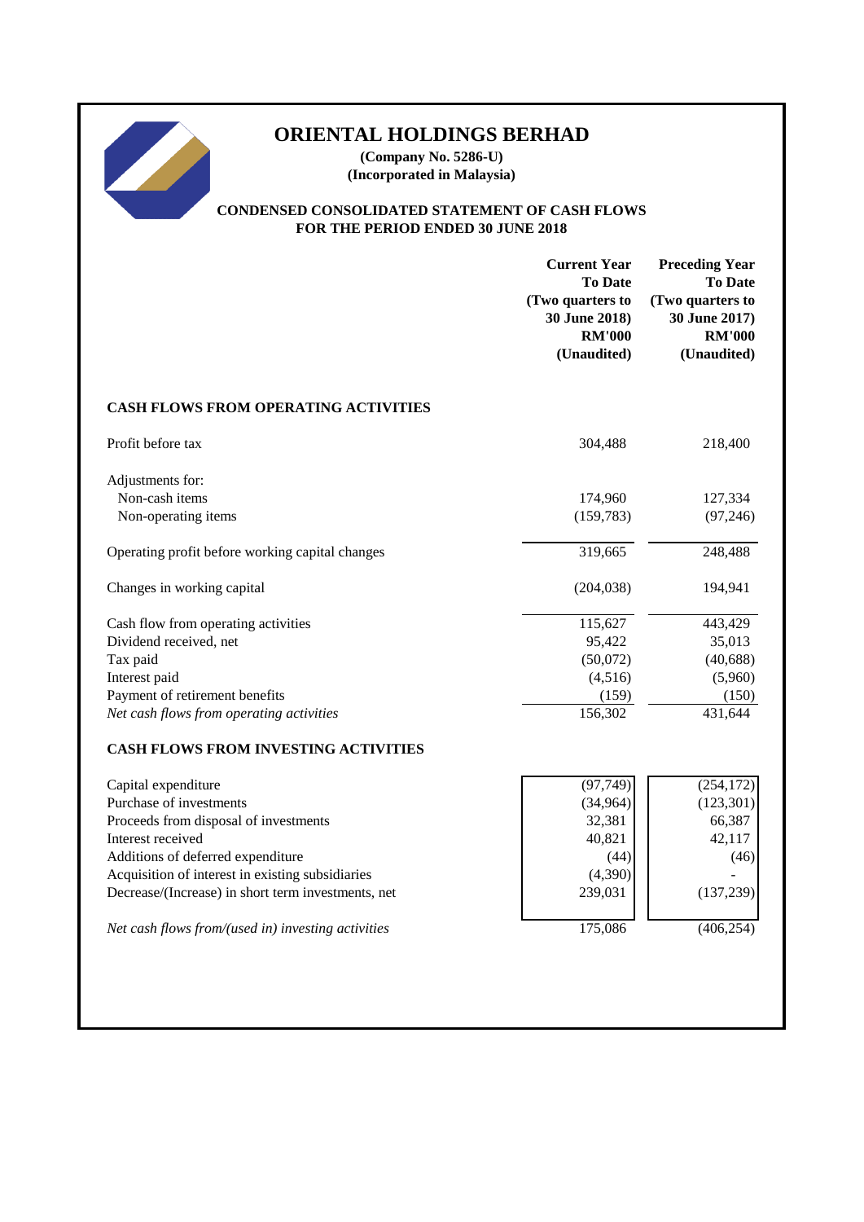# ORIENTAL HOLDINGS BERHAD

**(Company No. 5286-U)**
**(Incorporated in Malaysia)**

## CONDENSED CONSOLIDATED STATEMENT OF CASH FLOWS FOR THE PERIOD ENDED 30 JUNE 2018

| | Current Year To Date (Two quarters to 30 June 2018) RM'000 (Unaudited) | Preceding Year To Date (Two quarters to 30 June 2017) RM'000 (Unaudited) |
|---|---|---|
| **CASH FLOWS FROM OPERATING ACTIVITIES** | | |
| Profit before tax | 304,488 | 218,400 |
| Adjustments for: | | |
| Non-cash items | 174,960 | 127,334 |
| Non-operating items | (159,783) | (97,246) |
| Operating profit before working capital changes | 319,665 | 248,488 |
| Changes in working capital | (204,038) | 194,941 |
| Cash flow from operating activities | 115,627 | 443,429 |
| Dividend received, net | 95,422 | 35,013 |
| Tax paid | (50,072) | (40,688) |
| Interest paid | (4,516) | (5,960) |
| Payment of retirement benefits | (159) | (150) |
| *Net cash flows from operating activities* | 156,302 | 431,644 |
| **CASH FLOWS FROM INVESTING ACTIVITIES** | | |
| Capital expenditure | (97,749) | (254,172) |
| Purchase of investments | (34,964) | (123,301) |
| Proceeds from disposal of investments | 32,381 | 66,387 |
| Interest received | 40,821 | 42,117 |
| Additions of deferred expenditure | (44) | (46) |
| Acquisition of interest in existing subsidiaries | (4,390) | - |
| Decrease/(Increase) in short term investments, net | 239,031 | (137,239) |
| *Net cash flows from/(used in) investing activities* | 175,086 | (406,254) |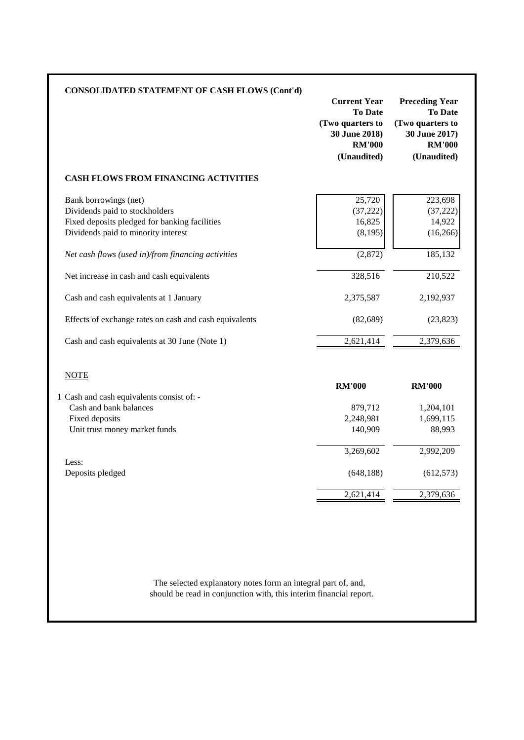## CONSOLIDATED STATEMENT OF CASH FLOWS (Cont'd)

| | Current Year To Date (Two quarters to 30 June 2018) RM'000 (Unaudited) | Preceding Year To Date (Two quarters to 30 June 2017) RM'000 (Unaudited) |
|---|---|---|
| **CASH FLOWS FROM FINANCING ACTIVITIES** | | |
| Bank borrowings (net) | 25,720 | 223,698 |
| Dividends paid to stockholders | (37,222) | (37,222) |
| Fixed deposits pledged for banking facilities | 16,825 | 14,922 |
| Dividends paid to minority interest | (8,195) | (16,266) |
| *Net cash flows (used in)/from financing activities* | (2,872) | 185,132 |
| Net increase in cash and cash equivalents | 328,516 | 210,522 |
| Cash and cash equivalents at 1 January | 2,375,587 | 2,192,937 |
| Effects of exchange rates on cash and cash equivalents | (82,689) | (23,823) |
| Cash and cash equivalents at 30 June (Note 1) | 2,621,414 | 2,379,636 |

NOTE

| | RM'000 | RM'000 |
|---|---|---|
| 1 Cash and cash equivalents consist of: - | | |
| Cash and bank balances | 879,712 | 1,204,101 |
| Fixed deposits | 2,248,981 | 1,699,115 |
| Unit trust money market funds | 140,909 | 88,993 |
| | 3,269,602 | 2,992,209 |
| Less: | | |
| Deposits pledged | (648,188) | (612,573) |
| | 2,621,414 | 2,379,636 |

The selected explanatory notes form an integral part of, and, should be read in conjunction with, this interim financial report.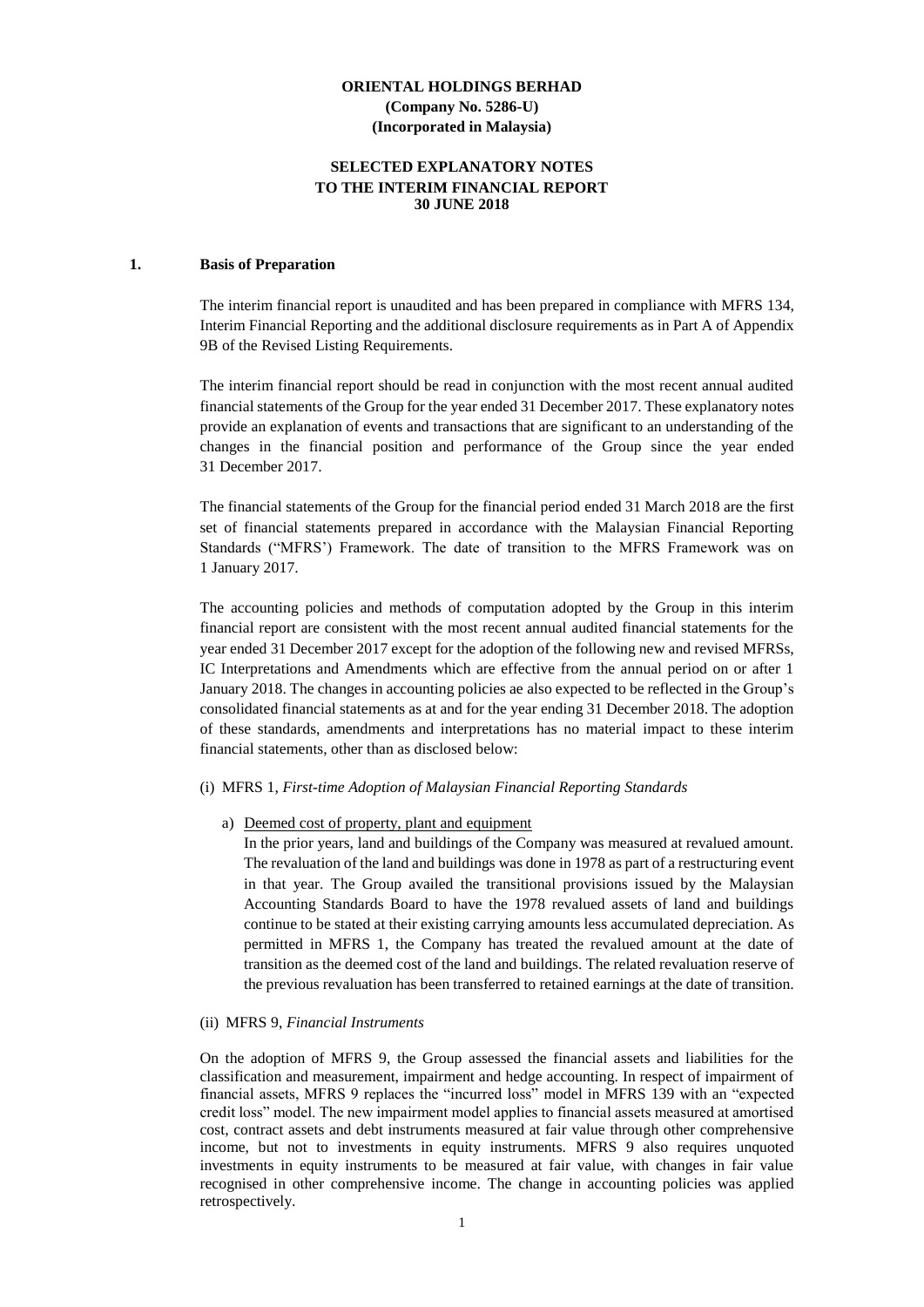**ORIENTAL HOLDINGS BERHAD**
**(Company No. 5286-U)**
**(Incorporated in Malaysia)**

**SELECTED EXPLANATORY NOTES**
**TO THE INTERIM FINANCIAL REPORT**
**30 JUNE 2018**

## 1. Basis of Preparation

The interim financial report is unaudited and has been prepared in compliance with MFRS 134, Interim Financial Reporting and the additional disclosure requirements as in Part A of Appendix 9B of the Revised Listing Requirements.

The interim financial report should be read in conjunction with the most recent annual audited financial statements of the Group for the year ended 31 December 2017. These explanatory notes provide an explanation of events and transactions that are significant to an understanding of the changes in the financial position and performance of the Group since the year ended 31 December 2017.

The financial statements of the Group for the financial period ended 31 March 2018 are the first set of financial statements prepared in accordance with the Malaysian Financial Reporting Standards ("MFRS') Framework. The date of transition to the MFRS Framework was on 1 January 2017.

The accounting policies and methods of computation adopted by the Group in this interim financial report are consistent with the most recent annual audited financial statements for the year ended 31 December 2017 except for the adoption of the following new and revised MFRSs, IC Interpretations and Amendments which are effective from the annual period on or after 1 January 2018. The changes in accounting policies ae also expected to be reflected in the Group's consolidated financial statements as at and for the year ending 31 December 2018. The adoption of these standards, amendments and interpretations has no material impact to these interim financial statements, other than as disclosed below:

(i) MFRS 1, *First-time Adoption of Malaysian Financial Reporting Standards*

a) Deemed cost of property, plant and equipment
In the prior years, land and buildings of the Company was measured at revalued amount. The revaluation of the land and buildings was done in 1978 as part of a restructuring event in that year. The Group availed the transitional provisions issued by the Malaysian Accounting Standards Board to have the 1978 revalued assets of land and buildings continue to be stated at their existing carrying amounts less accumulated depreciation. As permitted in MFRS 1, the Company has treated the revalued amount at the date of transition as the deemed cost of the land and buildings. The related revaluation reserve of the previous revaluation has been transferred to retained earnings at the date of transition.

(ii) MFRS 9, *Financial Instruments*

On the adoption of MFRS 9, the Group assessed the financial assets and liabilities for the classification and measurement, impairment and hedge accounting. In respect of impairment of financial assets, MFRS 9 replaces the "incurred loss" model in MFRS 139 with an "expected credit loss" model. The new impairment model applies to financial assets measured at amortised cost, contract assets and debt instruments measured at fair value through other comprehensive income, but not to investments in equity instruments. MFRS 9 also requires unquoted investments in equity instruments to be measured at fair value, with changes in fair value recognised in other comprehensive income. The change in accounting policies was applied retrospectively.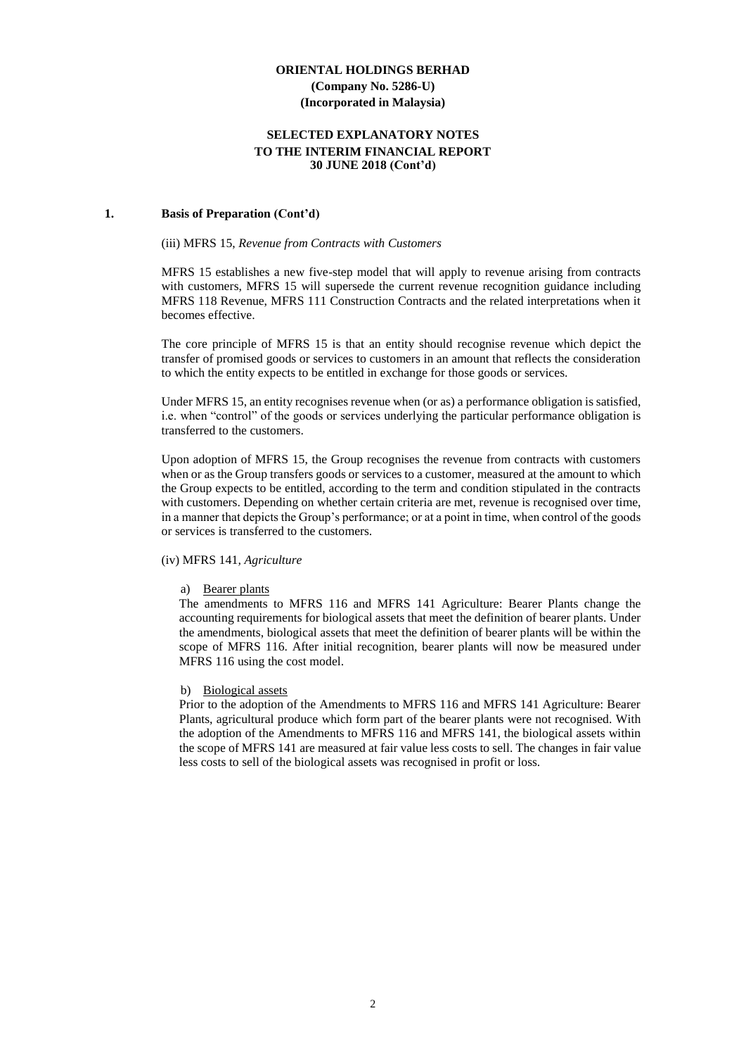## 1. Basis of Preparation (Cont'd)

(iii) MFRS 15, *Revenue from Contracts with Customers*

MFRS 15 establishes a new five-step model that will apply to revenue arising from contracts with customers, MFRS 15 will supersede the current revenue recognition guidance including MFRS 118 Revenue, MFRS 111 Construction Contracts and the related interpretations when it becomes effective.

The core principle of MFRS 15 is that an entity should recognise revenue which depict the transfer of promised goods or services to customers in an amount that reflects the consideration to which the entity expects to be entitled in exchange for those goods or services.

Under MFRS 15, an entity recognises revenue when (or as) a performance obligation is satisfied, i.e. when "control" of the goods or services underlying the particular performance obligation is transferred to the customers.

Upon adoption of MFRS 15, the Group recognises the revenue from contracts with customers when or as the Group transfers goods or services to a customer, measured at the amount to which the Group expects to be entitled, according to the term and condition stipulated in the contracts with customers. Depending on whether certain criteria are met, revenue is recognised over time, in a manner that depicts the Group's performance; or at a point in time, when control of the goods or services is transferred to the customers.

(iv) MFRS 141, *Agriculture*

a) <u>Bearer plants</u>
The amendments to MFRS 116 and MFRS 141 Agriculture: Bearer Plants change the accounting requirements for biological assets that meet the definition of bearer plants. Under the amendments, biological assets that meet the definition of bearer plants will be within the scope of MFRS 116. After initial recognition, bearer plants will now be measured under MFRS 116 using the cost model.

b) <u>Biological assets</u>
Prior to the adoption of the Amendments to MFRS 116 and MFRS 141 Agriculture: Bearer Plants, agricultural produce which form part of the bearer plants were not recognised. With the adoption of the Amendments to MFRS 116 and MFRS 141, the biological assets within the scope of MFRS 141 are measured at fair value less costs to sell. The changes in fair value less costs to sell of the biological assets was recognised in profit or loss.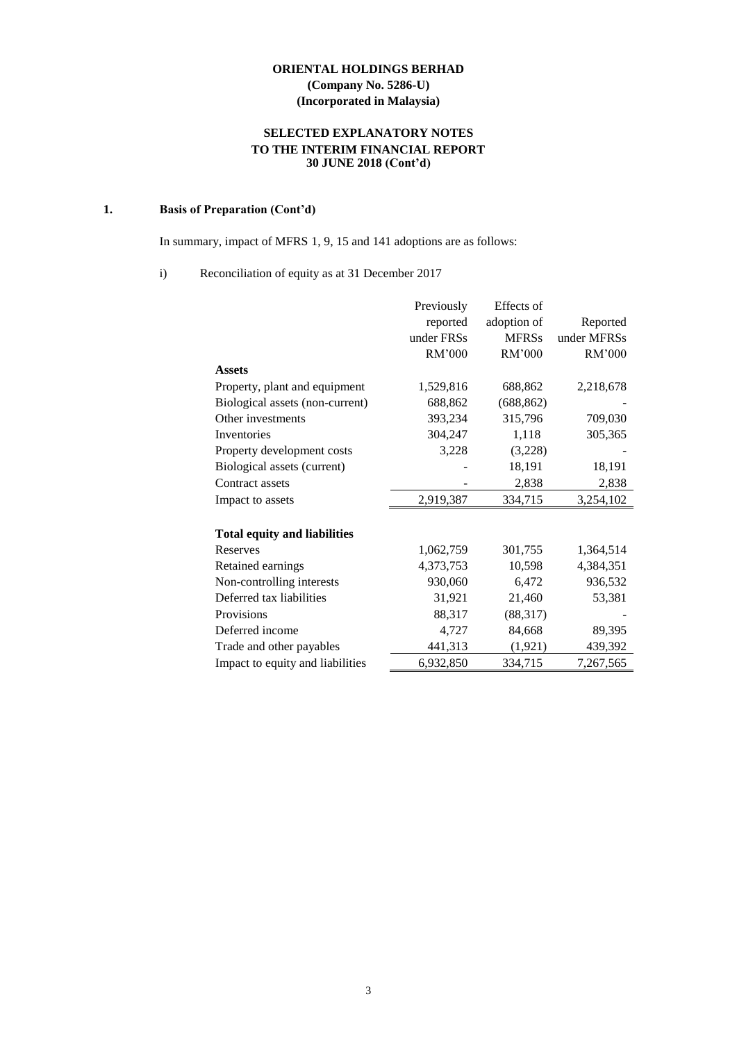**ORIENTAL HOLDINGS BERHAD**
**(Company No. 5286-U)**
**(Incorporated in Malaysia)**

**SELECTED EXPLANATORY NOTES**
**TO THE INTERIM FINANCIAL REPORT**
**30 JUNE 2018 (Cont'd)**

**1. Basis of Preparation (Cont'd)**

In summary, impact of MFRS 1, 9, 15 and 141 adoptions are as follows:

i) Reconciliation of equity as at 31 December 2017

| | Previously reported under FRSs RM'000 | Effects of adoption of MFRSs RM'000 | Reported under MFRSs RM'000 |
|---|---|---|---|
| **Assets** | | | |
| Property, plant and equipment | 1,529,816 | 688,862 | 2,218,678 |
| Biological assets (non-current) | 688,862 | (688,862) | - |
| Other investments | 393,234 | 315,796 | 709,030 |
| Inventories | 304,247 | 1,118 | 305,365 |
| Property development costs | 3,228 | (3,228) | - |
| Biological assets (current) | - | 18,191 | 18,191 |
| Contract assets | - | 2,838 | 2,838 |
| Impact to assets | 2,919,387 | 334,715 | 3,254,102 |
| | | | |
| **Total equity and liabilities** | | | |
| Reserves | 1,062,759 | 301,755 | 1,364,514 |
| Retained earnings | 4,373,753 | 10,598 | 4,384,351 |
| Non-controlling interests | 930,060 | 6,472 | 936,532 |
| Deferred tax liabilities | 31,921 | 21,460 | 53,381 |
| Provisions | 88,317 | (88,317) | - |
| Deferred income | 4,727 | 84,668 | 89,395 |
| Trade and other payables | 441,313 | (1,921) | 439,392 |
| Impact to equity and liabilities | 6,932,850 | 334,715 | 7,267,565 |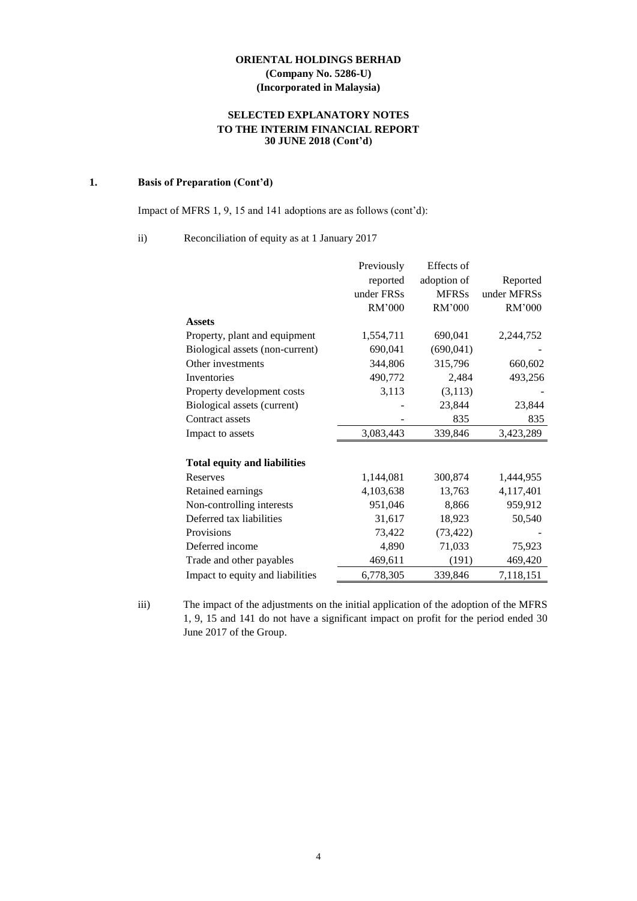**ORIENTAL HOLDINGS BERHAD**
**(Company No. 5286-U)**
**(Incorporated in Malaysia)**

**SELECTED EXPLANATORY NOTES**
**TO THE INTERIM FINANCIAL REPORT**
**30 JUNE 2018 (Cont'd)**

## 1. Basis of Preparation (Cont'd)

Impact of MFRS 1, 9, 15 and 141 adoptions are as follows (cont'd):

ii) Reconciliation of equity as at 1 January 2017

| | Previously reported under FRSs RM'000 | Effects of adoption of MFRSs RM'000 | Reported under MFRSs RM'000 |
|---|---|---|---|
| **Assets** | | | |
| Property, plant and equipment | 1,554,711 | 690,041 | 2,244,752 |
| Biological assets (non-current) | 690,041 | (690,041) | - |
| Other investments | 344,806 | 315,796 | 660,602 |
| Inventories | 490,772 | 2,484 | 493,256 |
| Property development costs | 3,113 | (3,113) | - |
| Biological assets (current) | - | 23,844 | 23,844 |
| Contract assets | - | 835 | 835 |
| Impact to assets | 3,083,443 | 339,846 | 3,423,289 |
| | | | |
| **Total equity and liabilities** | | | |
| Reserves | 1,144,081 | 300,874 | 1,444,955 |
| Retained earnings | 4,103,638 | 13,763 | 4,117,401 |
| Non-controlling interests | 951,046 | 8,866 | 959,912 |
| Deferred tax liabilities | 31,617 | 18,923 | 50,540 |
| Provisions | 73,422 | (73,422) | - |
| Deferred income | 4,890 | 71,033 | 75,923 |
| Trade and other payables | 469,611 | (191) | 469,420 |
| Impact to equity and liabilities | 6,778,305 | 339,846 | 7,118,151 |

iii) The impact of the adjustments on the initial application of the adoption of the MFRS 1, 9, 15 and 141 do not have a significant impact on profit for the period ended 30 June 2017 of the Group.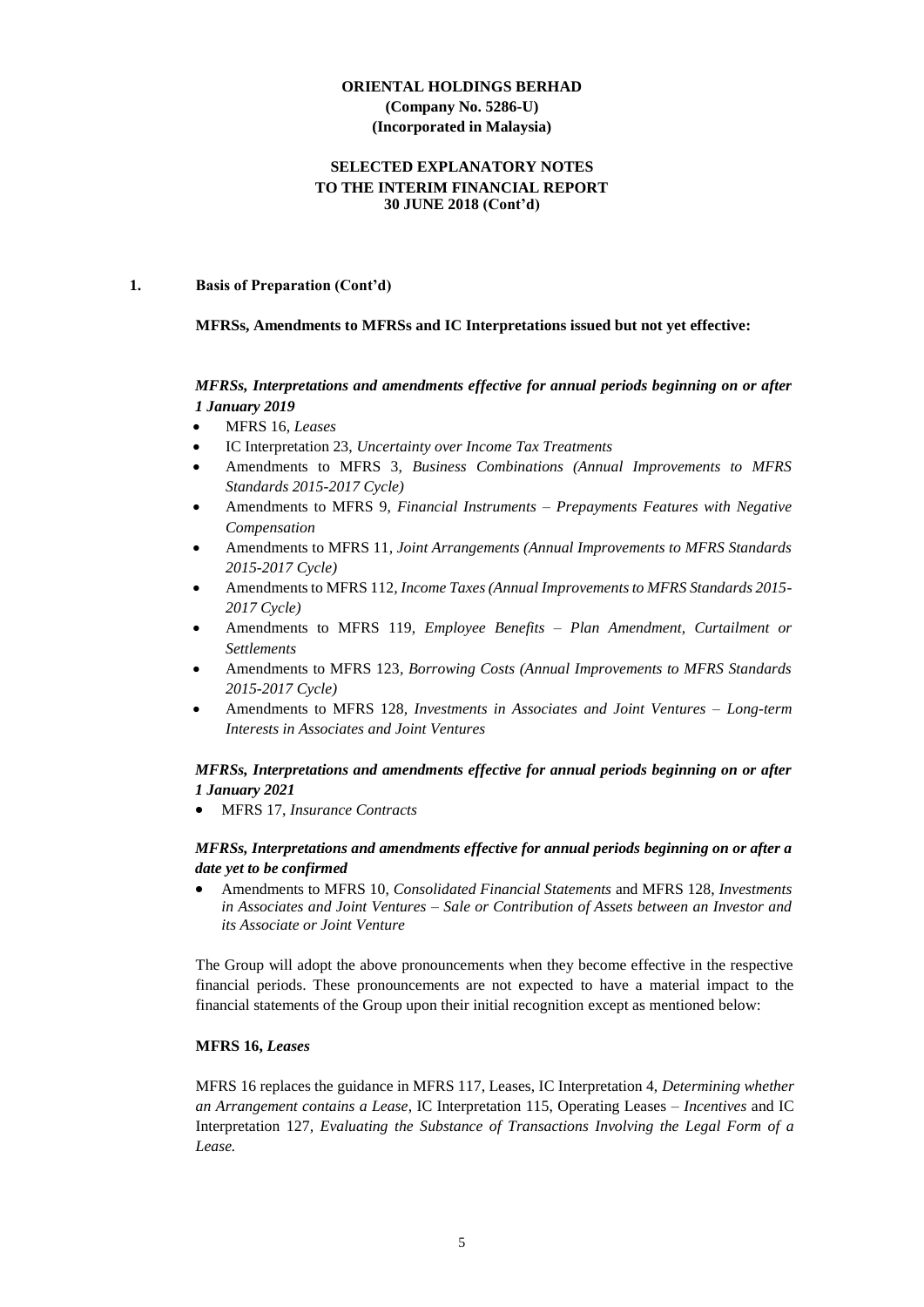**1. Basis of Preparation (Cont'd)**

**MFRSs, Amendments to MFRSs and IC Interpretations issued but not yet effective:**

***MFRSs, Interpretations and amendments effective for annual periods beginning on or after 1 January 2019***

- MFRS 16, *Leases*
- IC Interpretation 23, *Uncertainty over Income Tax Treatments*
- Amendments to MFRS 3, *Business Combinations (Annual Improvements to MFRS Standards 2015-2017 Cycle)*
- Amendments to MFRS 9, *Financial Instruments – Prepayments Features with Negative Compensation*
- Amendments to MFRS 11, *Joint Arrangements (Annual Improvements to MFRS Standards 2015-2017 Cycle)*
- Amendments to MFRS 112, *Income Taxes (Annual Improvements to MFRS Standards 2015-2017 Cycle)*
- Amendments to MFRS 119, *Employee Benefits – Plan Amendment, Curtailment or Settlements*
- Amendments to MFRS 123, *Borrowing Costs (Annual Improvements to MFRS Standards 2015-2017 Cycle)*
- Amendments to MFRS 128, *Investments in Associates and Joint Ventures – Long-term Interests in Associates and Joint Ventures*

***MFRSs, Interpretations and amendments effective for annual periods beginning on or after 1 January 2021***

- MFRS 17, *Insurance Contracts*

***MFRSs, Interpretations and amendments effective for annual periods beginning on or after a date yet to be confirmed***

- Amendments to MFRS 10, *Consolidated Financial Statements* and MFRS 128, *Investments in Associates and Joint Ventures – Sale or Contribution of Assets between an Investor and its Associate or Joint Venture*

The Group will adopt the above pronouncements when they become effective in the respective financial periods. These pronouncements are not expected to have a material impact to the financial statements of the Group upon their initial recognition except as mentioned below:

**MFRS 16, *Leases***

MFRS 16 replaces the guidance in MFRS 117, Leases, IC Interpretation 4, *Determining whether an Arrangement contains a Lease*, IC Interpretation 115, Operating Leases – *Incentives* and IC Interpretation 127, *Evaluating the Substance of Transactions Involving the Legal Form of a Lease.*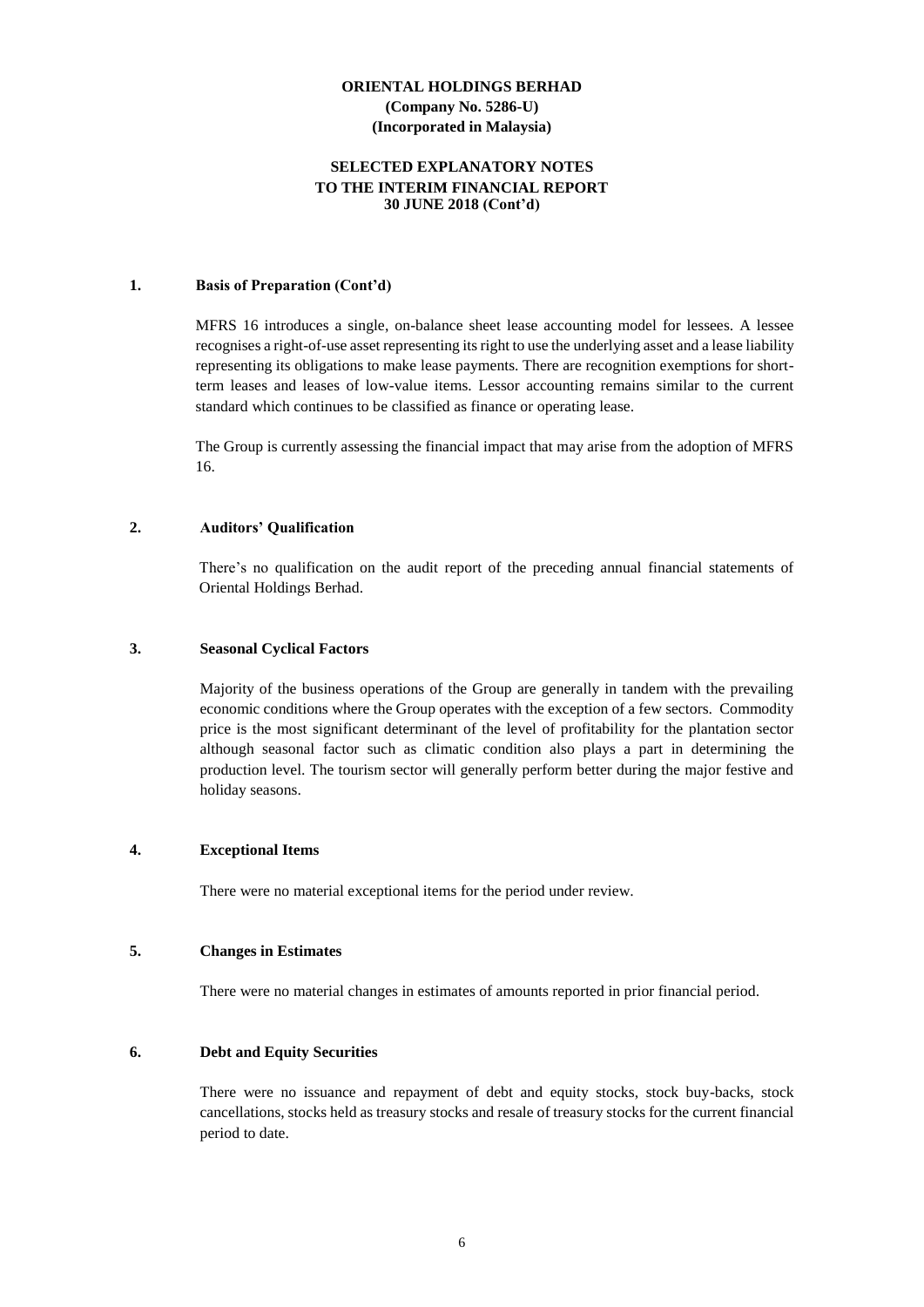**ORIENTAL HOLDINGS BERHAD**
**(Company No. 5286-U)**
**(Incorporated in Malaysia)**

**SELECTED EXPLANATORY NOTES TO THE INTERIM FINANCIAL REPORT 30 JUNE 2018 (Cont'd)**

## 1. Basis of Preparation (Cont'd)

MFRS 16 introduces a single, on-balance sheet lease accounting model for lessees. A lessee recognises a right-of-use asset representing its right to use the underlying asset and a lease liability representing its obligations to make lease payments. There are recognition exemptions for short-term leases and leases of low-value items. Lessor accounting remains similar to the current standard which continues to be classified as finance or operating lease.

The Group is currently assessing the financial impact that may arise from the adoption of MFRS 16.

## 2. Auditors' Qualification

There's no qualification on the audit report of the preceding annual financial statements of Oriental Holdings Berhad.

## 3. Seasonal Cyclical Factors

Majority of the business operations of the Group are generally in tandem with the prevailing economic conditions where the Group operates with the exception of a few sectors. Commodity price is the most significant determinant of the level of profitability for the plantation sector although seasonal factor such as climatic condition also plays a part in determining the production level. The tourism sector will generally perform better during the major festive and holiday seasons.

## 4. Exceptional Items

There were no material exceptional items for the period under review.

## 5. Changes in Estimates

There were no material changes in estimates of amounts reported in prior financial period.

## 6. Debt and Equity Securities

There were no issuance and repayment of debt and equity stocks, stock buy-backs, stock cancellations, stocks held as treasury stocks and resale of treasury stocks for the current financial period to date.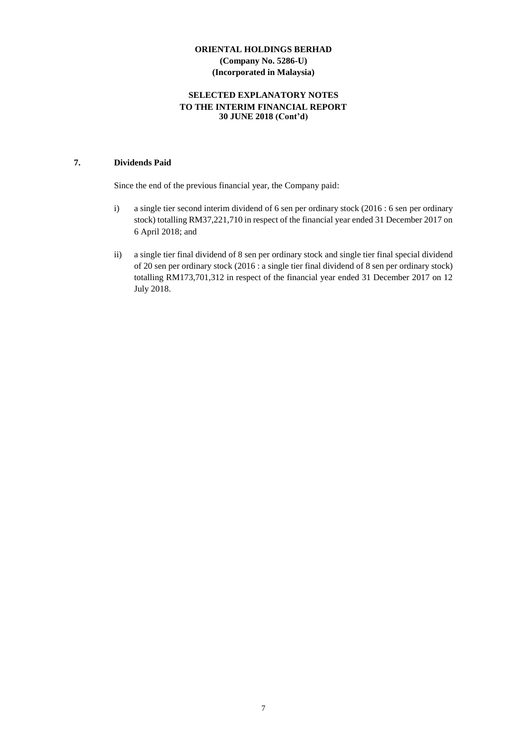## 7. Dividends Paid

Since the end of the previous financial year, the Company paid:

i) a single tier second interim dividend of 6 sen per ordinary stock (2016 : 6 sen per ordinary stock) totalling RM37,221,710 in respect of the financial year ended 31 December 2017 on 6 April 2018; and

ii) a single tier final dividend of 8 sen per ordinary stock and single tier final special dividend of 20 sen per ordinary stock (2016 : a single tier final dividend of 8 sen per ordinary stock) totalling RM173,701,312 in respect of the financial year ended 31 December 2017 on 12 July 2018.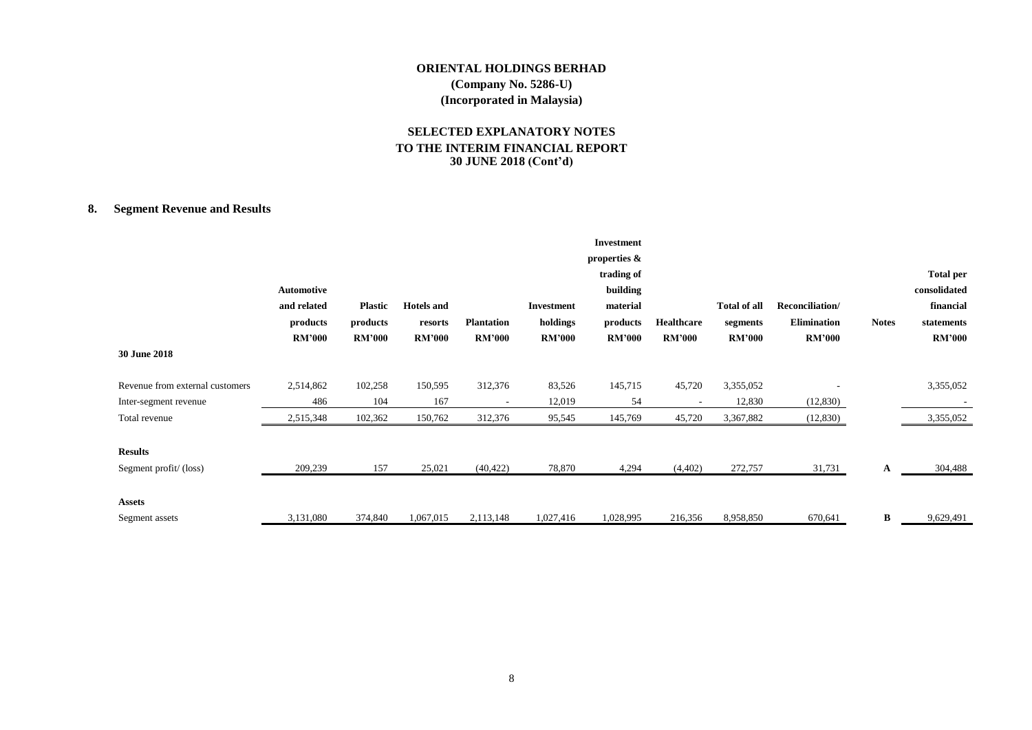**ORIENTAL HOLDINGS BERHAD**
**(Company No. 5286-U)**
**(Incorporated in Malaysia)**

**SELECTED EXPLANATORY NOTES**
**TO THE INTERIM FINANCIAL REPORT**
**30 JUNE 2018 (Cont'd)**

## 8. Segment Revenue and Results

| | Automotive and related products RM'000 | Plastic products RM'000 | Hotels and resorts RM'000 | Plantation RM'000 | Investment holdings RM'000 | Investment properties & trading of building material products RM'000 | Healthcare RM'000 | Total of all segments RM'000 | Reconciliation/ Elimination RM'000 | Notes | Total per consolidated financial statements RM'000 |
|---|---|---|---|---|---|---|---|---|---|---|---|
| **30 June 2018** | | | | | | | | | | | |
| Revenue from external customers | 2,514,862 | 102,258 | 150,595 | 312,376 | 83,526 | 145,715 | 45,720 | 3,355,052 | - | | 3,355,052 |
| Inter-segment revenue | 486 | 104 | 167 | - | 12,019 | 54 | - | 12,830 | (12,830) | | - |
| Total revenue | 2,515,348 | 102,362 | 150,762 | 312,376 | 95,545 | 145,769 | 45,720 | 3,367,882 | (12,830) | | 3,355,052 |
| **Results** | | | | | | | | | | | |
| Segment profit/ (loss) | 209,239 | 157 | 25,021 | (40,422) | 78,870 | 4,294 | (4,402) | 272,757 | 31,731 | **A** | 304,488 |
| **Assets** | | | | | | | | | | | |
| Segment assets | 3,131,080 | 374,840 | 1,067,015 | 2,113,148 | 1,027,416 | 1,028,995 | 216,356 | 8,958,850 | 670,641 | **B** | 9,629,491 |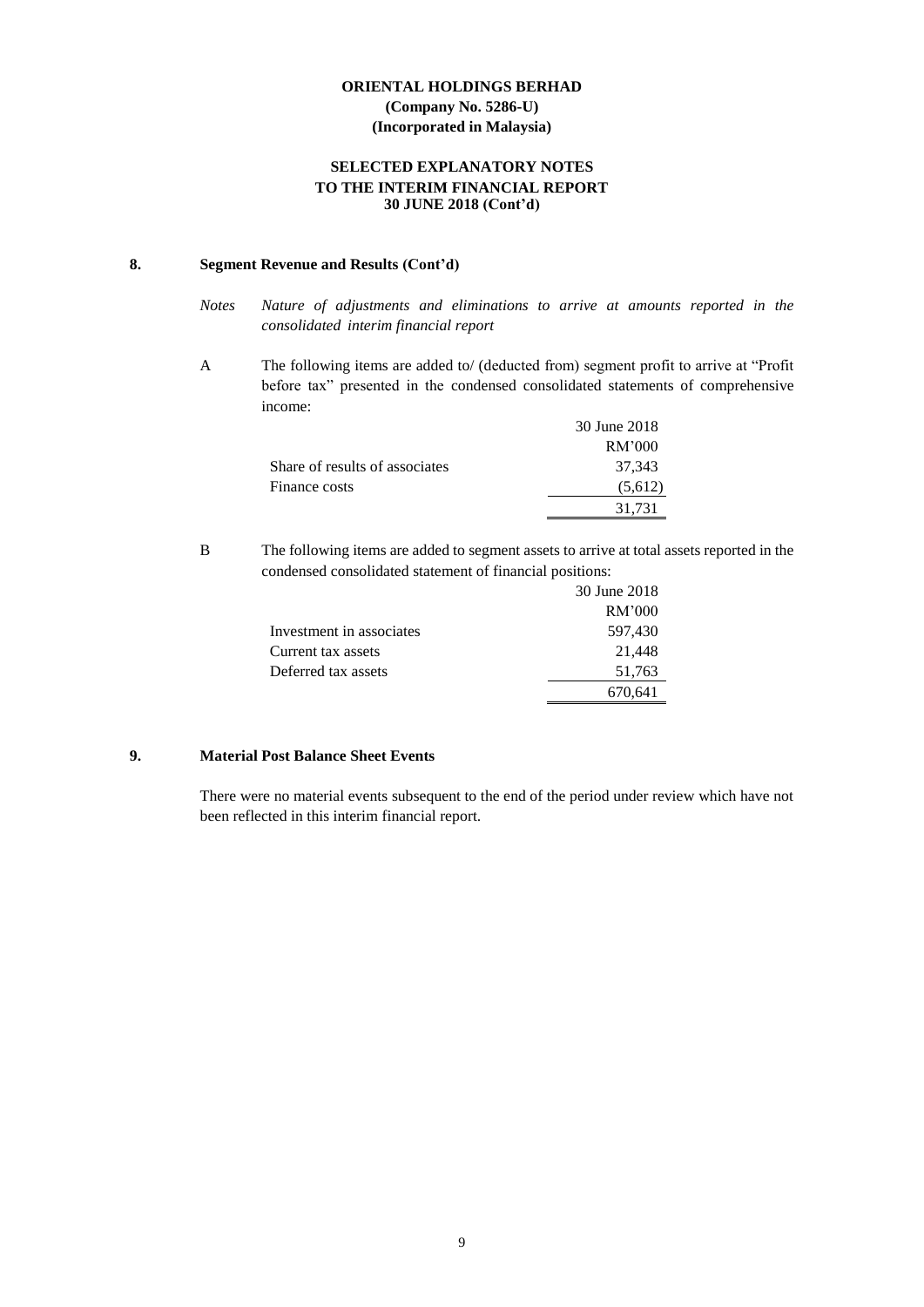**ORIENTAL HOLDINGS BERHAD**
**(Company No. 5286-U)**
**(Incorporated in Malaysia)**

**SELECTED EXPLANATORY NOTES**
**TO THE INTERIM FINANCIAL REPORT**
**30 JUNE 2018 (Cont'd)**

## 8. Segment Revenue and Results (Cont'd)

*Notes* *Nature of adjustments and eliminations to arrive at amounts reported in the consolidated interim financial report*

A The following items are added to/ (deducted from) segment profit to arrive at "Profit before tax" presented in the condensed consolidated statements of comprehensive income:

| | 30 June 2018 |
|---|---|
| | RM'000 |
| Share of results of associates | 37,343 |
| Finance costs | (5,612) |
| | 31,731 |

B The following items are added to segment assets to arrive at total assets reported in the condensed consolidated statement of financial positions:

| | 30 June 2018 |
|---|---|
| | RM'000 |
| Investment in associates | 597,430 |
| Current tax assets | 21,448 |
| Deferred tax assets | 51,763 |
| | 670,641 |

## 9. Material Post Balance Sheet Events

There were no material events subsequent to the end of the period under review which have not been reflected in this interim financial report.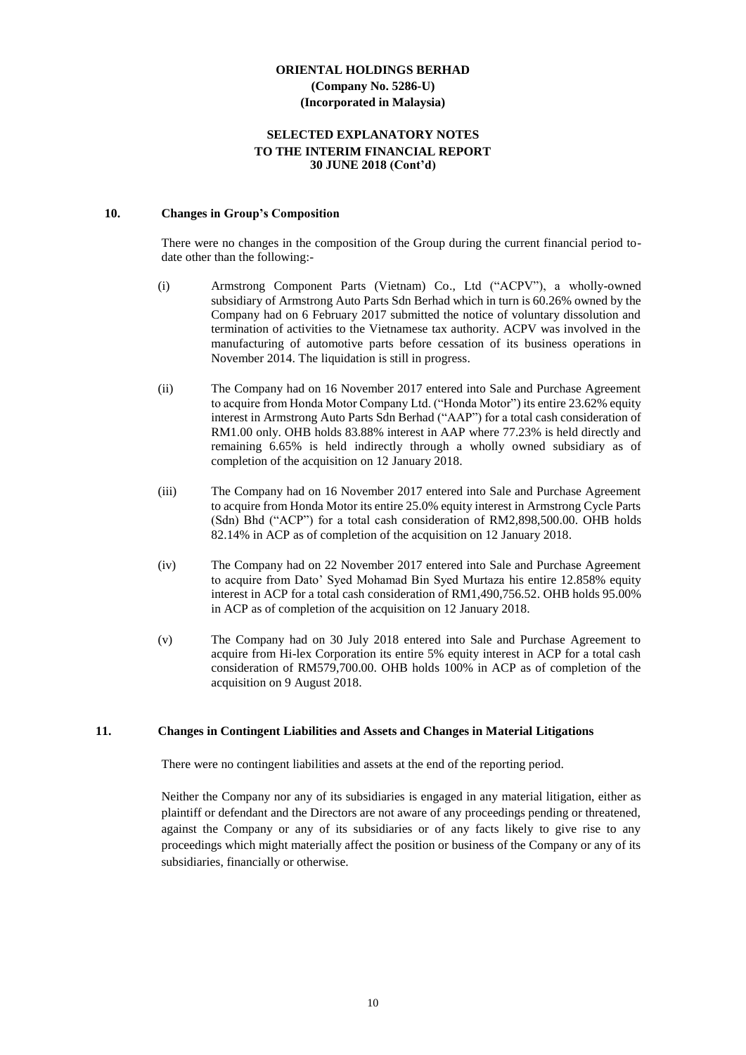**ORIENTAL HOLDINGS BERHAD**
**(Company No. 5286-U)**
**(Incorporated in Malaysia)**

**SELECTED EXPLANATORY NOTES**
**TO THE INTERIM FINANCIAL REPORT**
**30 JUNE 2018 (Cont'd)**

## 10. Changes in Group's Composition

There were no changes in the composition of the Group during the current financial period to-date other than the following:-

(i) Armstrong Component Parts (Vietnam) Co., Ltd ("ACPV"), a wholly-owned subsidiary of Armstrong Auto Parts Sdn Berhad which in turn is 60.26% owned by the Company had on 6 February 2017 submitted the notice of voluntary dissolution and termination of activities to the Vietnamese tax authority. ACPV was involved in the manufacturing of automotive parts before cessation of its business operations in November 2014. The liquidation is still in progress.

(ii) The Company had on 16 November 2017 entered into Sale and Purchase Agreement to acquire from Honda Motor Company Ltd. ("Honda Motor") its entire 23.62% equity interest in Armstrong Auto Parts Sdn Berhad ("AAP") for a total cash consideration of RM1.00 only. OHB holds 83.88% interest in AAP where 77.23% is held directly and remaining 6.65% is held indirectly through a wholly owned subsidiary as of completion of the acquisition on 12 January 2018.

(iii) The Company had on 16 November 2017 entered into Sale and Purchase Agreement to acquire from Honda Motor its entire 25.0% equity interest in Armstrong Cycle Parts (Sdn) Bhd ("ACP") for a total cash consideration of RM2,898,500.00. OHB holds 82.14% in ACP as of completion of the acquisition on 12 January 2018.

(iv) The Company had on 22 November 2017 entered into Sale and Purchase Agreement to acquire from Dato' Syed Mohamad Bin Syed Murtaza his entire 12.858% equity interest in ACP for a total cash consideration of RM1,490,756.52. OHB holds 95.00% in ACP as of completion of the acquisition on 12 January 2018.

(v) The Company had on 30 July 2018 entered into Sale and Purchase Agreement to acquire from Hi-lex Corporation its entire 5% equity interest in ACP for a total cash consideration of RM579,700.00. OHB holds 100% in ACP as of completion of the acquisition on 9 August 2018.

## 11. Changes in Contingent Liabilities and Assets and Changes in Material Litigations

There were no contingent liabilities and assets at the end of the reporting period.

Neither the Company nor any of its subsidiaries is engaged in any material litigation, either as plaintiff or defendant and the Directors are not aware of any proceedings pending or threatened, against the Company or any of its subsidiaries or of any facts likely to give rise to any proceedings which might materially affect the position or business of the Company or any of its subsidiaries, financially or otherwise.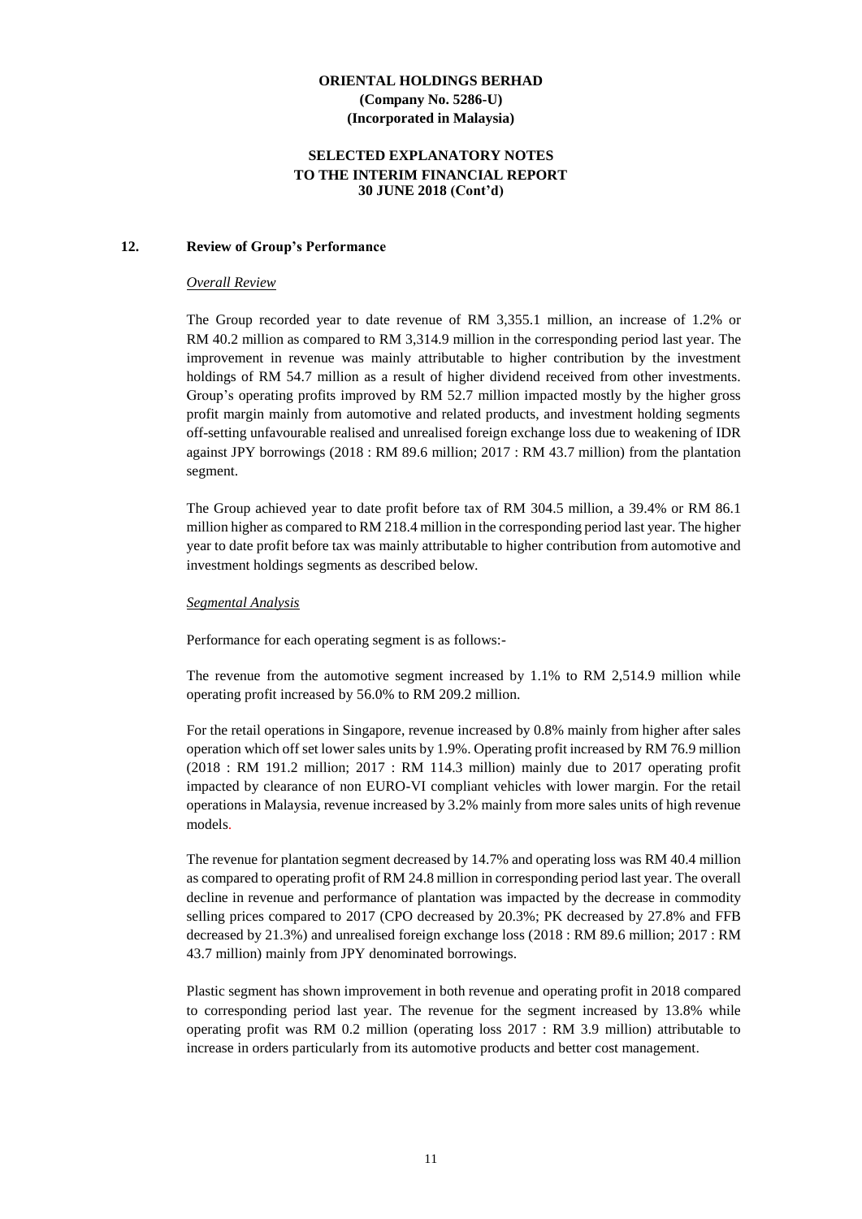# ORIENTAL HOLDINGS BERHAD
**(Company No. 5286-U)**
**(Incorporated in Malaysia)**

**SELECTED EXPLANATORY NOTES TO THE INTERIM FINANCIAL REPORT 30 JUNE 2018 (Cont'd)**

## 12. Review of Group's Performance

*Overall Review*

The Group recorded year to date revenue of RM 3,355.1 million, an increase of 1.2% or RM 40.2 million as compared to RM 3,314.9 million in the corresponding period last year. The improvement in revenue was mainly attributable to higher contribution by the investment holdings of RM 54.7 million as a result of higher dividend received from other investments. Group's operating profits improved by RM 52.7 million impacted mostly by the higher gross profit margin mainly from automotive and related products, and investment holding segments off-setting unfavourable realised and unrealised foreign exchange loss due to weakening of IDR against JPY borrowings (2018 : RM 89.6 million; 2017 : RM 43.7 million) from the plantation segment.

The Group achieved year to date profit before tax of RM 304.5 million, a 39.4% or RM 86.1 million higher as compared to RM 218.4 million in the corresponding period last year. The higher year to date profit before tax was mainly attributable to higher contribution from automotive and investment holdings segments as described below.

*Segmental Analysis*

Performance for each operating segment is as follows:-

The revenue from the automotive segment increased by 1.1% to RM 2,514.9 million while operating profit increased by 56.0% to RM 209.2 million.

For the retail operations in Singapore, revenue increased by 0.8% mainly from higher after sales operation which off set lower sales units by 1.9%. Operating profit increased by RM 76.9 million (2018 : RM 191.2 million; 2017 : RM 114.3 million) mainly due to 2017 operating profit impacted by clearance of non EURO-VI compliant vehicles with lower margin. For the retail operations in Malaysia, revenue increased by 3.2% mainly from more sales units of high revenue models.

The revenue for plantation segment decreased by 14.7% and operating loss was RM 40.4 million as compared to operating profit of RM 24.8 million in corresponding period last year. The overall decline in revenue and performance of plantation was impacted by the decrease in commodity selling prices compared to 2017 (CPO decreased by 20.3%; PK decreased by 27.8% and FFB decreased by 21.3%) and unrealised foreign exchange loss (2018 : RM 89.6 million; 2017 : RM 43.7 million) mainly from JPY denominated borrowings.

Plastic segment has shown improvement in both revenue and operating profit in 2018 compared to corresponding period last year. The revenue for the segment increased by 13.8% while operating profit was RM 0.2 million (operating loss 2017 : RM 3.9 million) attributable to increase in orders particularly from its automotive products and better cost management.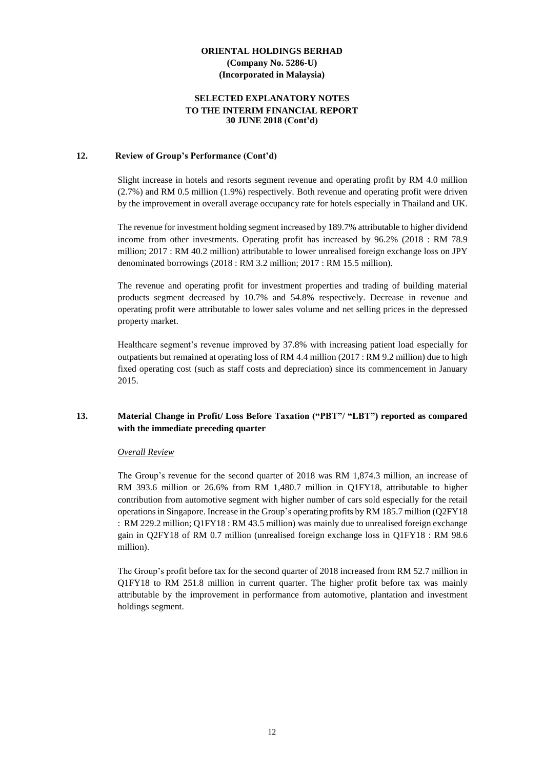**ORIENTAL HOLDINGS BERHAD**
**(Company No. 5286-U)**
**(Incorporated in Malaysia)**

**SELECTED EXPLANATORY NOTES**
**TO THE INTERIM FINANCIAL REPORT**
**30 JUNE 2018 (Cont'd)**

## 12. Review of Group's Performance (Cont'd)

Slight increase in hotels and resorts segment revenue and operating profit by RM 4.0 million (2.7%) and RM 0.5 million (1.9%) respectively. Both revenue and operating profit were driven by the improvement in overall average occupancy rate for hotels especially in Thailand and UK.

The revenue for investment holding segment increased by 189.7% attributable to higher dividend income from other investments. Operating profit has increased by 96.2% (2018 : RM 78.9 million; 2017 : RM 40.2 million) attributable to lower unrealised foreign exchange loss on JPY denominated borrowings (2018 : RM 3.2 million; 2017 : RM 15.5 million).

The revenue and operating profit for investment properties and trading of building material products segment decreased by 10.7% and 54.8% respectively. Decrease in revenue and operating profit were attributable to lower sales volume and net selling prices in the depressed property market.

Healthcare segment's revenue improved by 37.8% with increasing patient load especially for outpatients but remained at operating loss of RM 4.4 million (2017 : RM 9.2 million) due to high fixed operating cost (such as staff costs and depreciation) since its commencement in January 2015.

## 13. Material Change in Profit/ Loss Before Taxation ("PBT"/ "LBT") reported as compared with the immediate preceding quarter

*Overall Review*

The Group's revenue for the second quarter of 2018 was RM 1,874.3 million, an increase of RM 393.6 million or 26.6% from RM 1,480.7 million in Q1FY18, attributable to higher contribution from automotive segment with higher number of cars sold especially for the retail operations in Singapore. Increase in the Group's operating profits by RM 185.7 million (Q2FY18 : RM 229.2 million; Q1FY18 : RM 43.5 million) was mainly due to unrealised foreign exchange gain in Q2FY18 of RM 0.7 million (unrealised foreign exchange loss in Q1FY18 : RM 98.6 million).

The Group's profit before tax for the second quarter of 2018 increased from RM 52.7 million in Q1FY18 to RM 251.8 million in current quarter. The higher profit before tax was mainly attributable by the improvement in performance from automotive, plantation and investment holdings segment.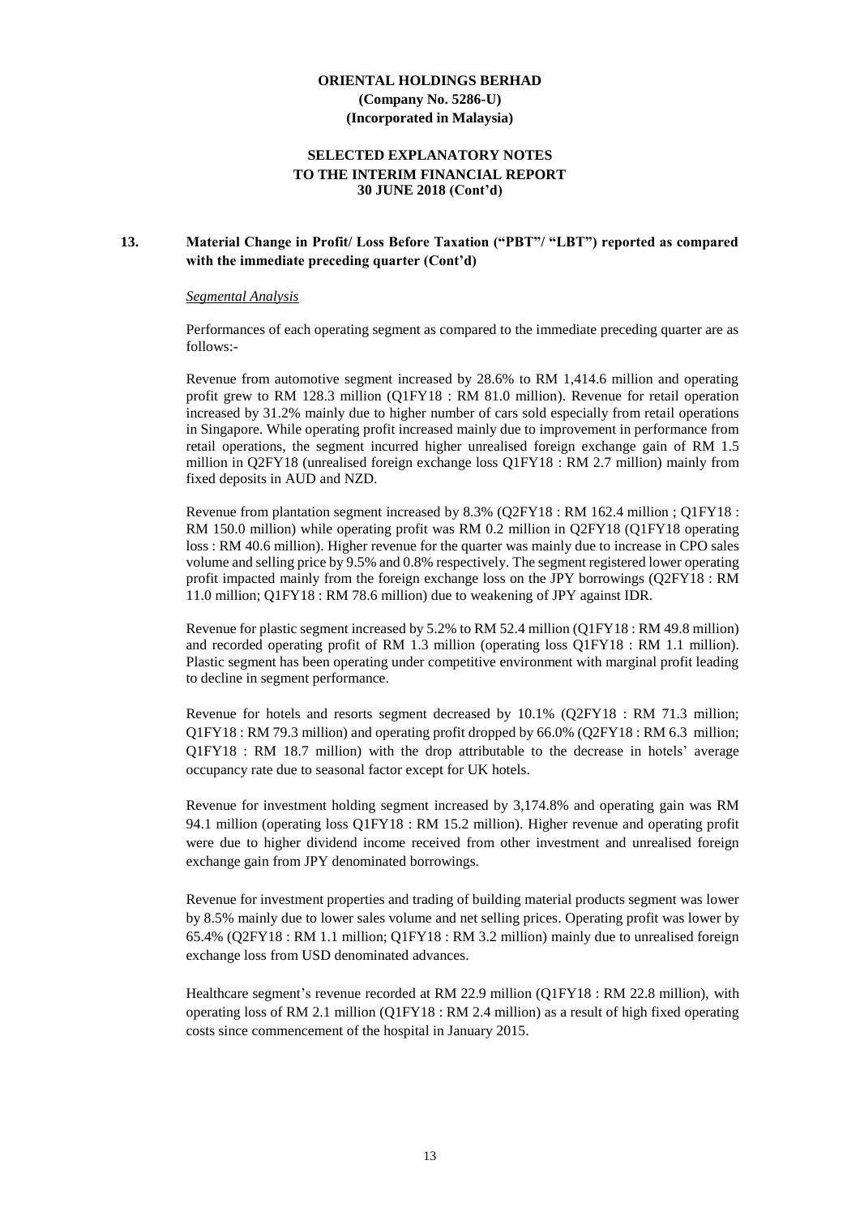**ORIENTAL HOLDINGS BERHAD**
**(Company No. 5286-U)**
**(Incorporated in Malaysia)**

**SELECTED EXPLANATORY NOTES**
**TO THE INTERIM FINANCIAL REPORT**
**30 JUNE 2018 (Cont'd)**

## 13. Material Change in Profit/ Loss Before Taxation ("PBT"/ "LBT") reported as compared with the immediate preceding quarter (Cont'd)

*Segmental Analysis*

Performances of each operating segment as compared to the immediate preceding quarter are as follows:-

Revenue from automotive segment increased by 28.6% to RM 1,414.6 million and operating profit grew to RM 128.3 million (Q1FY18 : RM 81.0 million). Revenue for retail operation increased by 31.2% mainly due to higher number of cars sold especially from retail operations in Singapore. While operating profit increased mainly due to improvement in performance from retail operations, the segment incurred higher unrealised foreign exchange gain of RM 1.5 million in Q2FY18 (unrealised foreign exchange loss Q1FY18 : RM 2.7 million) mainly from fixed deposits in AUD and NZD.

Revenue from plantation segment increased by 8.3% (Q2FY18 : RM 162.4 million ; Q1FY18 : RM 150.0 million) while operating profit was RM 0.2 million in Q2FY18 (Q1FY18 operating loss : RM 40.6 million). Higher revenue for the quarter was mainly due to increase in CPO sales volume and selling price by 9.5% and 0.8% respectively. The segment registered lower operating profit impacted mainly from the foreign exchange loss on the JPY borrowings (Q2FY18 : RM 11.0 million; Q1FY18 : RM 78.6 million) due to weakening of JPY against IDR.

Revenue for plastic segment increased by 5.2% to RM 52.4 million (Q1FY18 : RM 49.8 million) and recorded operating profit of RM 1.3 million (operating loss Q1FY18 : RM 1.1 million). Plastic segment has been operating under competitive environment with marginal profit leading to decline in segment performance.

Revenue for hotels and resorts segment decreased by 10.1% (Q2FY18 : RM 71.3 million; Q1FY18 : RM 79.3 million) and operating profit dropped by 66.0% (Q2FY18 : RM 6.3 million; Q1FY18 : RM 18.7 million) with the drop attributable to the decrease in hotels' average occupancy rate due to seasonal factor except for UK hotels.

Revenue for investment holding segment increased by 3,174.8% and operating gain was RM 94.1 million (operating loss Q1FY18 : RM 15.2 million). Higher revenue and operating profit were due to higher dividend income received from other investment and unrealised foreign exchange gain from JPY denominated borrowings.

Revenue for investment properties and trading of building material products segment was lower by 8.5% mainly due to lower sales volume and net selling prices. Operating profit was lower by 65.4% (Q2FY18 : RM 1.1 million; Q1FY18 : RM 3.2 million) mainly due to unrealised foreign exchange loss from USD denominated advances.

Healthcare segment's revenue recorded at RM 22.9 million (Q1FY18 : RM 22.8 million), with operating loss of RM 2.1 million (Q1FY18 : RM 2.4 million) as a result of high fixed operating costs since commencement of the hospital in January 2015.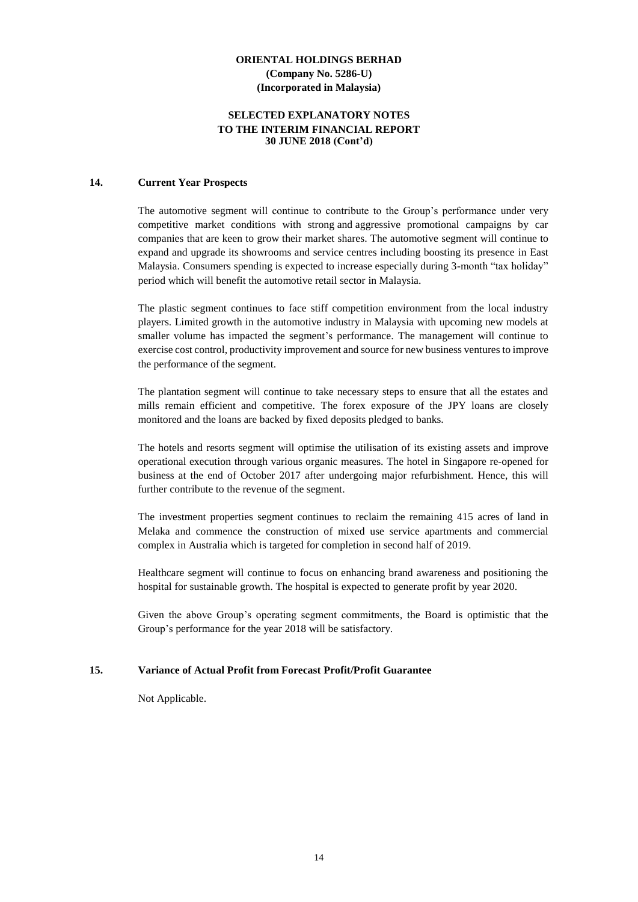## 14. Current Year Prospects

The automotive segment will continue to contribute to the Group's performance under very competitive market conditions with strong and aggressive promotional campaigns by car companies that are keen to grow their market shares. The automotive segment will continue to expand and upgrade its showrooms and service centres including boosting its presence in East Malaysia. Consumers spending is expected to increase especially during 3-month "tax holiday" period which will benefit the automotive retail sector in Malaysia.

The plastic segment continues to face stiff competition environment from the local industry players. Limited growth in the automotive industry in Malaysia with upcoming new models at smaller volume has impacted the segment's performance. The management will continue to exercise cost control, productivity improvement and source for new business ventures to improve the performance of the segment.

The plantation segment will continue to take necessary steps to ensure that all the estates and mills remain efficient and competitive. The forex exposure of the JPY loans are closely monitored and the loans are backed by fixed deposits pledged to banks.

The hotels and resorts segment will optimise the utilisation of its existing assets and improve operational execution through various organic measures. The hotel in Singapore re-opened for business at the end of October 2017 after undergoing major refurbishment. Hence, this will further contribute to the revenue of the segment.

The investment properties segment continues to reclaim the remaining 415 acres of land in Melaka and commence the construction of mixed use service apartments and commercial complex in Australia which is targeted for completion in second half of 2019.

Healthcare segment will continue to focus on enhancing brand awareness and positioning the hospital for sustainable growth. The hospital is expected to generate profit by year 2020.

Given the above Group's operating segment commitments, the Board is optimistic that the Group's performance for the year 2018 will be satisfactory.

## 15. Variance of Actual Profit from Forecast Profit/Profit Guarantee

Not Applicable.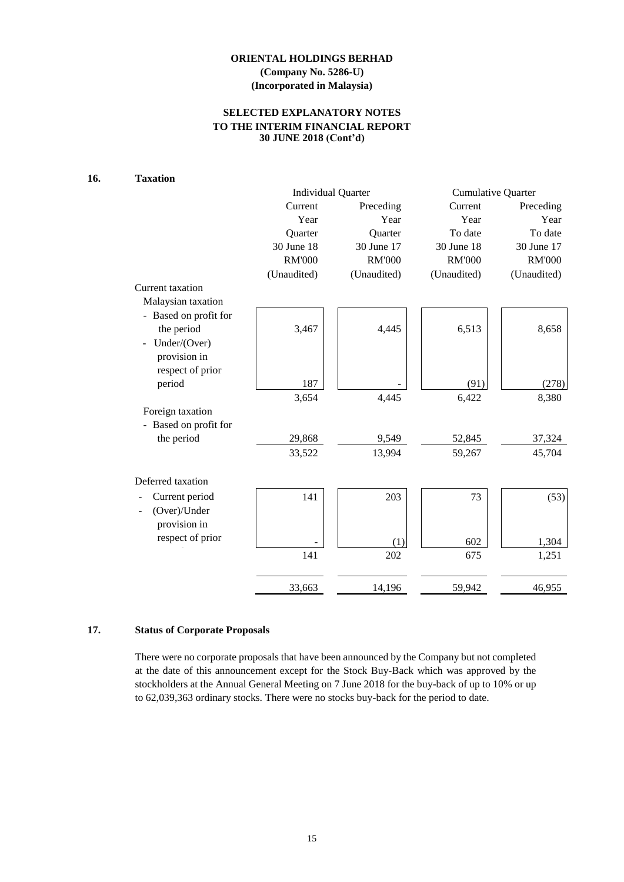**ORIENTAL HOLDINGS BERHAD**
**(Company No. 5286-U)**
**(Incorporated in Malaysia)**

**SELECTED EXPLANATORY NOTES**
**TO THE INTERIM FINANCIAL REPORT**
**30 JUNE 2018 (Cont'd)**

## 16. Taxation

| | Individual Quarter | | Cumulative Quarter | |
|---|---|---|---|---|
| | Current Year Quarter 30 June 18 RM'000 (Unaudited) | Preceding Year Quarter 30 June 17 RM'000 (Unaudited) | Current Year To date 30 June 18 RM'000 (Unaudited) | Preceding Year To date 30 June 17 RM'000 (Unaudited) |
| Current taxation | | | | |
| Malaysian taxation | | | | |
| - Based on profit for the period | 3,467 | 4,445 | 6,513 | 8,658 |
| - Under/(Over) provision in respect of prior period | 187 | - | (91) | (278) |
| | 3,654 | 4,445 | 6,422 | 8,380 |
| Foreign taxation | | | | |
| - Based on profit for the period | 29,868 | 9,549 | 52,845 | 37,324 |
| | 33,522 | 13,994 | 59,267 | 45,704 |
| Deferred taxation | | | | |
| - Current period | 141 | 203 | 73 | (53) |
| - (Over)/Under provision in respect of prior period | - | (1) | 602 | 1,304 |
| | 141 | 202 | 675 | 1,251 |
| | 33,663 | 14,196 | 59,942 | 46,955 |

## 17. Status of Corporate Proposals

There were no corporate proposals that have been announced by the Company but not completed at the date of this announcement except for the Stock Buy-Back which was approved by the stockholders at the Annual General Meeting on 7 June 2018 for the buy-back of up to 10% or up to 62,039,363 ordinary stocks. There were no stocks buy-back for the period to date.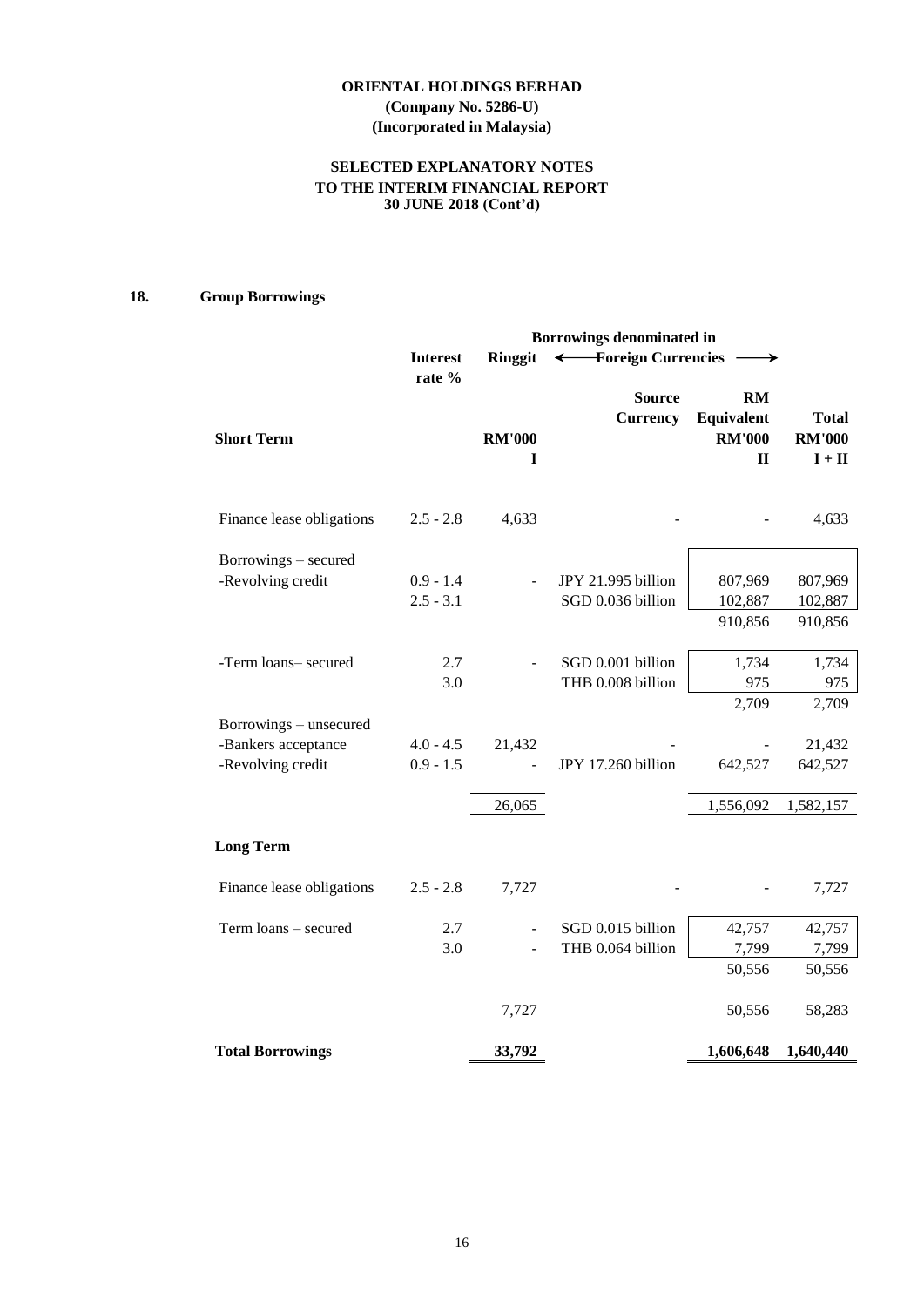**ORIENTAL HOLDINGS BERHAD**
**(Company No. 5286-U)**
**(Incorporated in Malaysia)**

**SELECTED EXPLANATORY NOTES**
**TO THE INTERIM FINANCIAL REPORT**
**30 JUNE 2018 (Cont'd)**

## 18. Group Borrowings

| | Interest rate % | Borrowings denominated in Ringgit | ← Foreign Currencies → | | |
|---|---|---|---|---|---|
| | | | Source Currency | RM Equivalent | Total |
| **Short Term** | | **RM'000** | | **RM'000** | **RM'000** |
| | | **I** | | **II** | **I + II** |
| Finance lease obligations | 2.5 - 2.8 | 4,633 | - | - | 4,633 |
| Borrowings – secured | | | | | |
| -Revolving credit | 0.9 - 1.4 | - | JPY 21.995 billion | 807,969 | 807,969 |
| | 2.5 - 3.1 | | SGD 0.036 billion | 102,887 | 102,887 |
| | | | | 910,856 | 910,856 |
| -Term loans– secured | 2.7 | - | SGD 0.001 billion | 1,734 | 1,734 |
| | 3.0 | | THB 0.008 billion | 975 | 975 |
| | | | | 2,709 | 2,709 |
| Borrowings – unsecured | | | | | |
| -Bankers acceptance | 4.0 - 4.5 | 21,432 | - | - | 21,432 |
| -Revolving credit | 0.9 - 1.5 | - | JPY 17.260 billion | 642,527 | 642,527 |
| | | 26,065 | | 1,556,092 | 1,582,157 |
| **Long Term** | | | | | |
| Finance lease obligations | 2.5 - 2.8 | 7,727 | - | - | 7,727 |
| Term loans – secured | 2.7 | - | SGD 0.015 billion | 42,757 | 42,757 |
| | 3.0 | - | THB 0.064 billion | 7,799 | 7,799 |
| | | | | 50,556 | 50,556 |
| | | 7,727 | | 50,556 | 58,283 |
| **Total Borrowings** | | **33,792** | | **1,606,648** | **1,640,440** |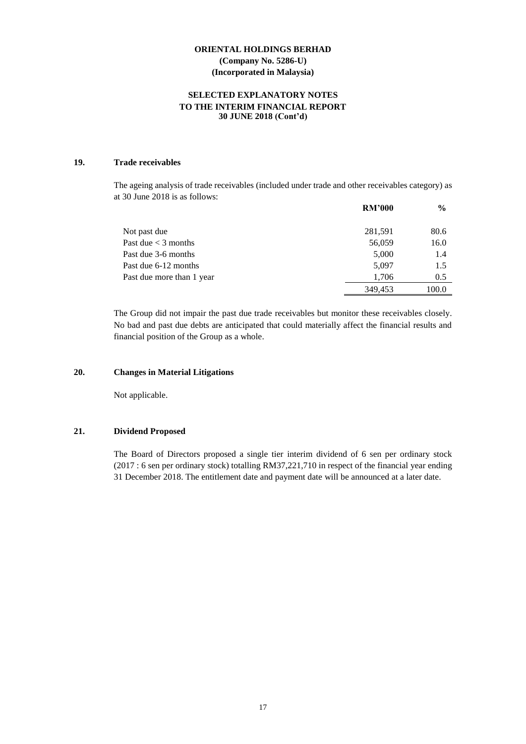## 19. Trade receivables

The ageing analysis of trade receivables (included under trade and other receivables category) as at 30 June 2018 is as follows:

| | RM'000 | % |
|---|---|---|
| Not past due | 281,591 | 80.6 |
| Past due < 3 months | 56,059 | 16.0 |
| Past due 3-6 months | 5,000 | 1.4 |
| Past due 6-12 months | 5,097 | 1.5 |
| Past due more than 1 year | 1,706 | 0.5 |
| | 349,453 | 100.0 |

The Group did not impair the past due trade receivables but monitor these receivables closely. No bad and past due debts are anticipated that could materially affect the financial results and financial position of the Group as a whole.

## 20. Changes in Material Litigations

Not applicable.

## 21. Dividend Proposed

The Board of Directors proposed a single tier interim dividend of 6 sen per ordinary stock (2017 : 6 sen per ordinary stock) totalling RM37,221,710 in respect of the financial year ending 31 December 2018. The entitlement date and payment date will be announced at a later date.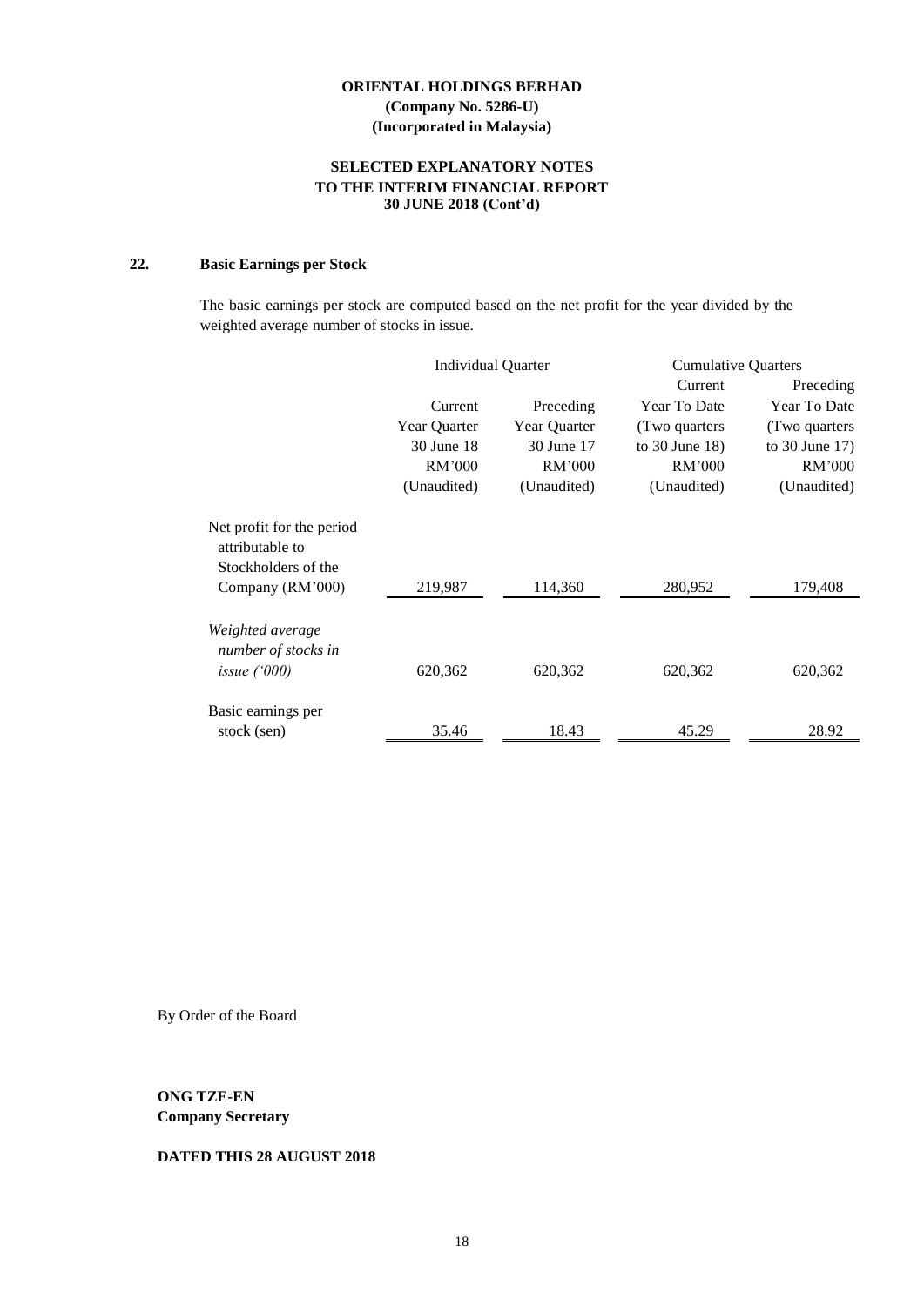**ORIENTAL HOLDINGS BERHAD**
**(Company No. 5286-U)**
**(Incorporated in Malaysia)**

**SELECTED EXPLANATORY NOTES**
**TO THE INTERIM FINANCIAL REPORT**
**30 JUNE 2018 (Cont'd)**

## 22. Basic Earnings per Stock

The basic earnings per stock are computed based on the net profit for the year divided by the weighted average number of stocks in issue.

| | Individual Quarter | | Cumulative Quarters | |
|---|---|---|---|---|
| | Current Year Quarter 30 June 18 RM'000 (Unaudited) | Preceding Year Quarter 30 June 17 RM'000 (Unaudited) | Current Year To Date (Two quarters to 30 June 18) RM'000 (Unaudited) | Preceding Year To Date (Two quarters to 30 June 17) RM'000 (Unaudited) |
| Net profit for the period attributable to Stockholders of the Company (RM'000) | 219,987 | 114,360 | 280,952 | 179,408 |
| *Weighted average number of stocks in issue ('000)* | 620,362 | 620,362 | 620,362 | 620,362 |
| Basic earnings per stock (sen) | 35.46 | 18.43 | 45.29 | 28.92 |

By Order of the Board

**ONG TZE-EN**
**Company Secretary**

**DATED THIS 28 AUGUST 2018**